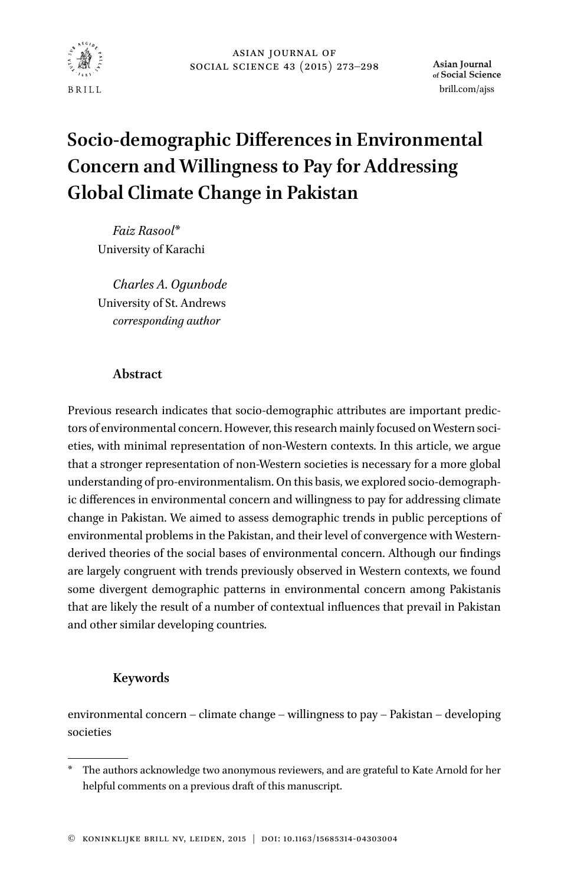# Socio-demographic Differences in Environmental Concern and Willingness to Pay for Addressing Global Climate Change in Pakistan

*Faiz Rasool**
University of Karachi

*Charles A. Ogunbode*
University of St. Andrews
*corresponding author*

## Abstract

Previous research indicates that socio-demographic attributes are important predictors of environmental concern. However, this research mainly focused on Western societies, with minimal representation of non-Western contexts. In this article, we argue that a stronger representation of non-Western societies is necessary for a more global understanding of pro-environmentalism. On this basis, we explored socio-demographic differences in environmental concern and willingness to pay for addressing climate change in Pakistan. We aimed to assess demographic trends in public perceptions of environmental problems in the Pakistan, and their level of convergence with Western-derived theories of the social bases of environmental concern. Although our findings are largely congruent with trends previously observed in Western contexts, we found some divergent demographic patterns in environmental concern among Pakistanis that are likely the result of a number of contextual influences that prevail in Pakistan and other similar developing countries.

## Keywords

environmental concern – climate change – willingness to pay – Pakistan – developing societies

---

\* The authors acknowledge two anonymous reviewers, and are grateful to Kate Arnold for her helpful comments on a previous draft of this manuscript.

© Koninklijke Brill NV, Leiden, 2015 | DOI: 10.1163/15685314-04303004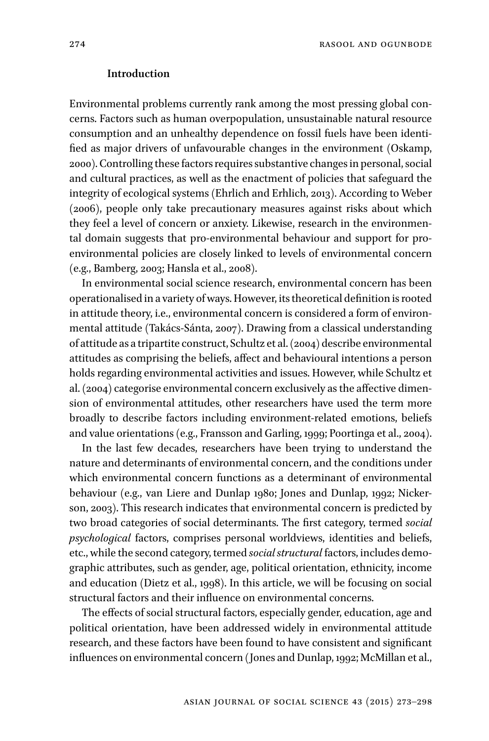## Introduction

Environmental problems currently rank among the most pressing global concerns. Factors such as human overpopulation, unsustainable natural resource consumption and an unhealthy dependence on fossil fuels have been identified as major drivers of unfavourable changes in the environment (Oskamp, 2000). Controlling these factors requires substantive changes in personal, social and cultural practices, as well as the enactment of policies that safeguard the integrity of ecological systems (Ehrlich and Erhlich, 2013). According to Weber (2006), people only take precautionary measures against risks about which they feel a level of concern or anxiety. Likewise, research in the environmental domain suggests that pro-environmental behaviour and support for pro-environmental policies are closely linked to levels of environmental concern (e.g., Bamberg, 2003; Hansla et al., 2008).

In environmental social science research, environmental concern has been operationalised in a variety of ways. However, its theoretical definition is rooted in attitude theory, i.e., environmental concern is considered a form of environmental attitude (Takács-Sánta, 2007). Drawing from a classical understanding of attitude as a tripartite construct, Schultz et al. (2004) describe environmental attitudes as comprising the beliefs, affect and behavioural intentions a person holds regarding environmental activities and issues. However, while Schultz et al. (2004) categorise environmental concern exclusively as the affective dimension of environmental attitudes, other researchers have used the term more broadly to describe factors including environment-related emotions, beliefs and value orientations (e.g., Fransson and Garling, 1999; Poortinga et al., 2004).

In the last few decades, researchers have been trying to understand the nature and determinants of environmental concern, and the conditions under which environmental concern functions as a determinant of environmental behaviour (e.g., van Liere and Dunlap 1980; Jones and Dunlap, 1992; Nickerson, 2003). This research indicates that environmental concern is predicted by two broad categories of social determinants. The first category, termed *social psychological* factors, comprises personal worldviews, identities and beliefs, etc., while the second category, termed *social structural* factors, includes demographic attributes, such as gender, age, political orientation, ethnicity, income and education (Dietz et al., 1998). In this article, we will be focusing on social structural factors and their influence on environmental concerns.

The effects of social structural factors, especially gender, education, age and political orientation, have been addressed widely in environmental attitude research, and these factors have been found to have consistent and significant influences on environmental concern (Jones and Dunlap, 1992; McMillan et al.,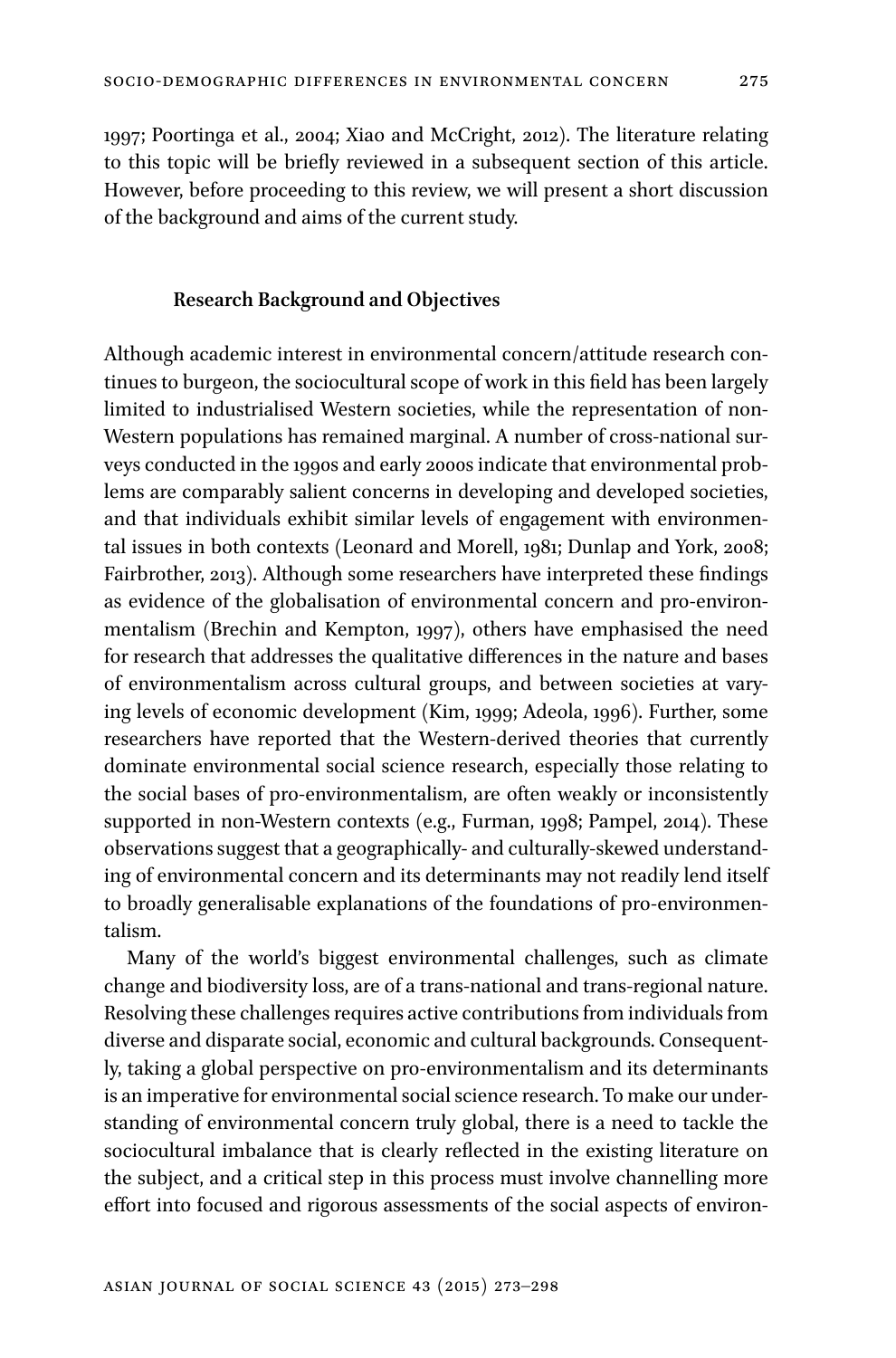1997; Poortinga et al., 2004; Xiao and McCright, 2012). The literature relating to this topic will be briefly reviewed in a subsequent section of this article. However, before proceeding to this review, we will present a short discussion of the background and aims of the current study.

## Research Background and Objectives

Although academic interest in environmental concern/attitude research continues to burgeon, the sociocultural scope of work in this field has been largely limited to industrialised Western societies, while the representation of non-Western populations has remained marginal. A number of cross-national surveys conducted in the 1990s and early 2000s indicate that environmental problems are comparably salient concerns in developing and developed societies, and that individuals exhibit similar levels of engagement with environmental issues in both contexts (Leonard and Morell, 1981; Dunlap and York, 2008; Fairbrother, 2013). Although some researchers have interpreted these findings as evidence of the globalisation of environmental concern and pro-environmentalism (Brechin and Kempton, 1997), others have emphasised the need for research that addresses the qualitative differences in the nature and bases of environmentalism across cultural groups, and between societies at varying levels of economic development (Kim, 1999; Adeola, 1996). Further, some researchers have reported that the Western-derived theories that currently dominate environmental social science research, especially those relating to the social bases of pro-environmentalism, are often weakly or inconsistently supported in non-Western contexts (e.g., Furman, 1998; Pampel, 2014). These observations suggest that a geographically- and culturally-skewed understanding of environmental concern and its determinants may not readily lend itself to broadly generalisable explanations of the foundations of pro-environmentalism.

Many of the world's biggest environmental challenges, such as climate change and biodiversity loss, are of a trans-national and trans-regional nature. Resolving these challenges requires active contributions from individuals from diverse and disparate social, economic and cultural backgrounds. Consequently, taking a global perspective on pro-environmentalism and its determinants is an imperative for environmental social science research. To make our understanding of environmental concern truly global, there is a need to tackle the sociocultural imbalance that is clearly reflected in the existing literature on the subject, and a critical step in this process must involve channelling more effort into focused and rigorous assessments of the social aspects of environ-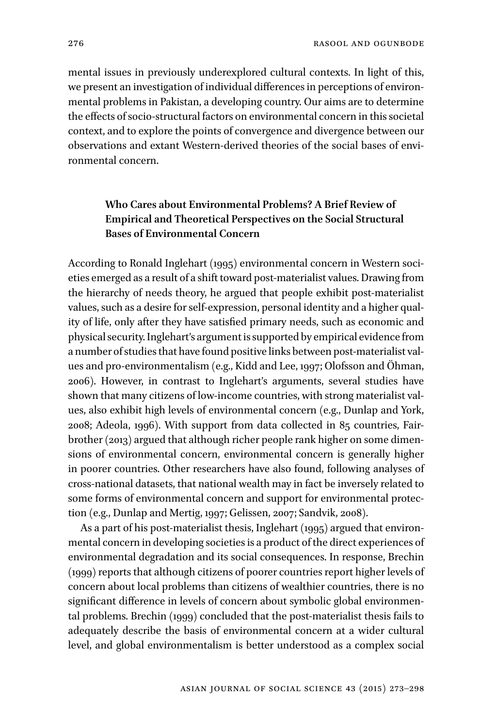mental issues in previously underexplored cultural contexts. In light of this, we present an investigation of individual differences in perceptions of environmental problems in Pakistan, a developing country. Our aims are to determine the effects of socio-structural factors on environmental concern in this societal context, and to explore the points of convergence and divergence between our observations and extant Western-derived theories of the social bases of environmental concern.

## Who Cares about Environmental Problems? A Brief Review of Empirical and Theoretical Perspectives on the Social Structural Bases of Environmental Concern

According to Ronald Inglehart (1995) environmental concern in Western societies emerged as a result of a shift toward post-materialist values. Drawing from the hierarchy of needs theory, he argued that people exhibit post-materialist values, such as a desire for self-expression, personal identity and a higher quality of life, only after they have satisfied primary needs, such as economic and physical security. Inglehart's argument is supported by empirical evidence from a number of studies that have found positive links between post-materialist values and pro-environmentalism (e.g., Kidd and Lee, 1997; Olofsson and Öhman, 2006). However, in contrast to Inglehart's arguments, several studies have shown that many citizens of low-income countries, with strong materialist values, also exhibit high levels of environmental concern (e.g., Dunlap and York, 2008; Adeola, 1996). With support from data collected in 85 countries, Fairbrother (2013) argued that although richer people rank higher on some dimensions of environmental concern, environmental concern is generally higher in poorer countries. Other researchers have also found, following analyses of cross-national datasets, that national wealth may in fact be inversely related to some forms of environmental concern and support for environmental protection (e.g., Dunlap and Mertig, 1997; Gelissen, 2007; Sandvik, 2008).

As a part of his post-materialist thesis, Inglehart (1995) argued that environmental concern in developing societies is a product of the direct experiences of environmental degradation and its social consequences. In response, Brechin (1999) reports that although citizens of poorer countries report higher levels of concern about local problems than citizens of wealthier countries, there is no significant difference in levels of concern about symbolic global environmental problems. Brechin (1999) concluded that the post-materialist thesis fails to adequately describe the basis of environmental concern at a wider cultural level, and global environmentalism is better understood as a complex social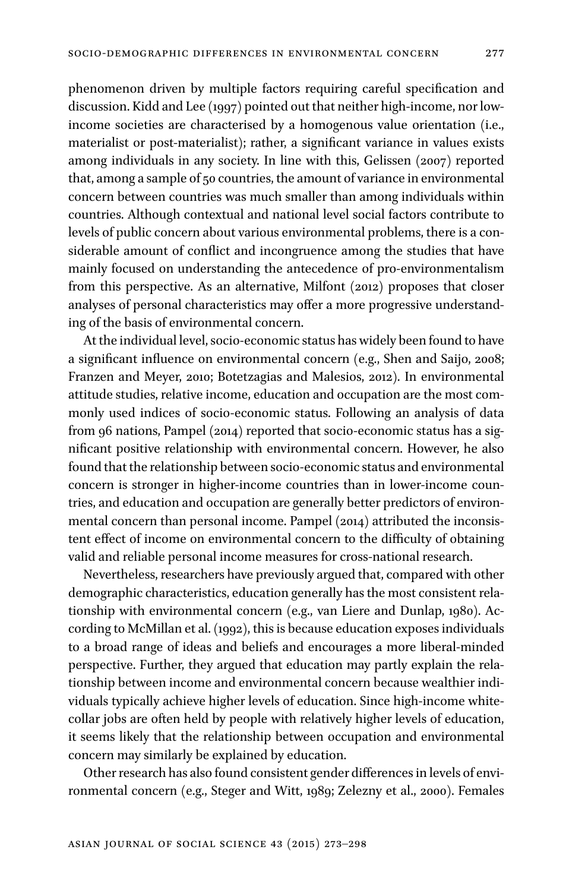phenomenon driven by multiple factors requiring careful specification and discussion. Kidd and Lee (1997) pointed out that neither high-income, nor low-income societies are characterised by a homogenous value orientation (i.e., materialist or post-materialist); rather, a significant variance in values exists among individuals in any society. In line with this, Gelissen (2007) reported that, among a sample of 50 countries, the amount of variance in environmental concern between countries was much smaller than among individuals within countries. Although contextual and national level social factors contribute to levels of public concern about various environmental problems, there is a considerable amount of conflict and incongruence among the studies that have mainly focused on understanding the antecedence of pro-environmentalism from this perspective. As an alternative, Milfont (2012) proposes that closer analyses of personal characteristics may offer a more progressive understanding of the basis of environmental concern.

At the individual level, socio-economic status has widely been found to have a significant influence on environmental concern (e.g., Shen and Saijo, 2008; Franzen and Meyer, 2010; Botetzagias and Malesios, 2012). In environmental attitude studies, relative income, education and occupation are the most commonly used indices of socio-economic status. Following an analysis of data from 96 nations, Pampel (2014) reported that socio-economic status has a significant positive relationship with environmental concern. However, he also found that the relationship between socio-economic status and environmental concern is stronger in higher-income countries than in lower-income countries, and education and occupation are generally better predictors of environmental concern than personal income. Pampel (2014) attributed the inconsistent effect of income on environmental concern to the difficulty of obtaining valid and reliable personal income measures for cross-national research.

Nevertheless, researchers have previously argued that, compared with other demographic characteristics, education generally has the most consistent relationship with environmental concern (e.g., van Liere and Dunlap, 1980). According to McMillan et al. (1992), this is because education exposes individuals to a broad range of ideas and beliefs and encourages a more liberal-minded perspective. Further, they argued that education may partly explain the relationship between income and environmental concern because wealthier individuals typically achieve higher levels of education. Since high-income white-collar jobs are often held by people with relatively higher levels of education, it seems likely that the relationship between occupation and environmental concern may similarly be explained by education.

Other research has also found consistent gender differences in levels of environmental concern (e.g., Steger and Witt, 1989; Zelezny et al., 2000). Females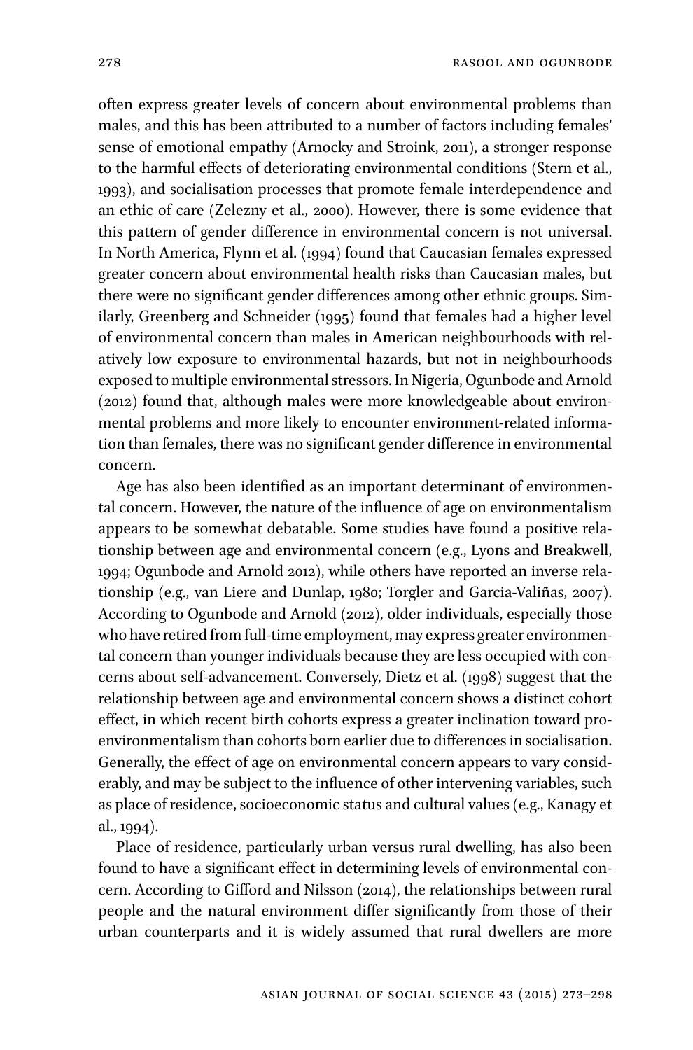often express greater levels of concern about environmental problems than males, and this has been attributed to a number of factors including females' sense of emotional empathy (Arnocky and Stroink, 2011), a stronger response to the harmful effects of deteriorating environmental conditions (Stern et al., 1993), and socialisation processes that promote female interdependence and an ethic of care (Zelezny et al., 2000). However, there is some evidence that this pattern of gender difference in environmental concern is not universal. In North America, Flynn et al. (1994) found that Caucasian females expressed greater concern about environmental health risks than Caucasian males, but there were no significant gender differences among other ethnic groups. Similarly, Greenberg and Schneider (1995) found that females had a higher level of environmental concern than males in American neighbourhoods with relatively low exposure to environmental hazards, but not in neighbourhoods exposed to multiple environmental stressors. In Nigeria, Ogunbode and Arnold (2012) found that, although males were more knowledgeable about environmental problems and more likely to encounter environment-related information than females, there was no significant gender difference in environmental concern.

Age has also been identified as an important determinant of environmental concern. However, the nature of the influence of age on environmentalism appears to be somewhat debatable. Some studies have found a positive relationship between age and environmental concern (e.g., Lyons and Breakwell, 1994; Ogunbode and Arnold 2012), while others have reported an inverse relationship (e.g., van Liere and Dunlap, 1980; Torgler and Garcia-Valiñas, 2007). According to Ogunbode and Arnold (2012), older individuals, especially those who have retired from full-time employment, may express greater environmental concern than younger individuals because they are less occupied with concerns about self-advancement. Conversely, Dietz et al. (1998) suggest that the relationship between age and environmental concern shows a distinct cohort effect, in which recent birth cohorts express a greater inclination toward pro-environmentalism than cohorts born earlier due to differences in socialisation. Generally, the effect of age on environmental concern appears to vary considerably, and may be subject to the influence of other intervening variables, such as place of residence, socioeconomic status and cultural values (e.g., Kanagy et al., 1994).

Place of residence, particularly urban versus rural dwelling, has also been found to have a significant effect in determining levels of environmental concern. According to Gifford and Nilsson (2014), the relationships between rural people and the natural environment differ significantly from those of their urban counterparts and it is widely assumed that rural dwellers are more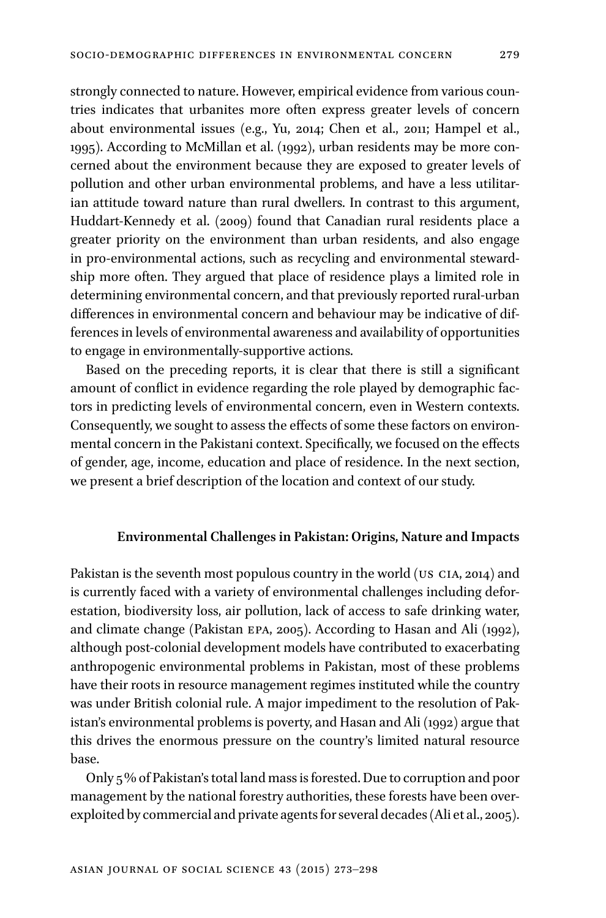strongly connected to nature. However, empirical evidence from various countries indicates that urbanites more often express greater levels of concern about environmental issues (e.g., Yu, 2014; Chen et al., 2011; Hampel et al., 1995). According to McMillan et al. (1992), urban residents may be more concerned about the environment because they are exposed to greater levels of pollution and other urban environmental problems, and have a less utilitarian attitude toward nature than rural dwellers. In contrast to this argument, Huddart-Kennedy et al. (2009) found that Canadian rural residents place a greater priority on the environment than urban residents, and also engage in pro-environmental actions, such as recycling and environmental stewardship more often. They argued that place of residence plays a limited role in determining environmental concern, and that previously reported rural-urban differences in environmental concern and behaviour may be indicative of differences in levels of environmental awareness and availability of opportunities to engage in environmentally-supportive actions.

Based on the preceding reports, it is clear that there is still a significant amount of conflict in evidence regarding the role played by demographic factors in predicting levels of environmental concern, even in Western contexts. Consequently, we sought to assess the effects of some these factors on environmental concern in the Pakistani context. Specifically, we focused on the effects of gender, age, income, education and place of residence. In the next section, we present a brief description of the location and context of our study.

## Environmental Challenges in Pakistan: Origins, Nature and Impacts

Pakistan is the seventh most populous country in the world (US CIA, 2014) and is currently faced with a variety of environmental challenges including deforestation, biodiversity loss, air pollution, lack of access to safe drinking water, and climate change (Pakistan EPA, 2005). According to Hasan and Ali (1992), although post-colonial development models have contributed to exacerbating anthropogenic environmental problems in Pakistan, most of these problems have their roots in resource management regimes instituted while the country was under British colonial rule. A major impediment to the resolution of Pakistan's environmental problems is poverty, and Hasan and Ali (1992) argue that this drives the enormous pressure on the country's limited natural resource base.

Only 5% of Pakistan's total land mass is forested. Due to corruption and poor management by the national forestry authorities, these forests have been overexploited by commercial and private agents for several decades (Ali et al., 2005).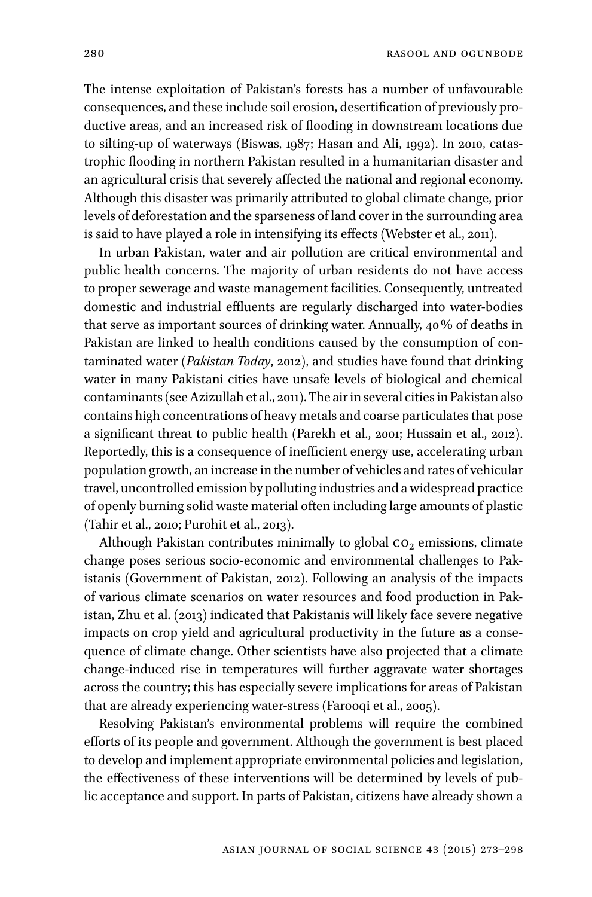The intense exploitation of Pakistan's forests has a number of unfavourable consequences, and these include soil erosion, desertification of previously productive areas, and an increased risk of flooding in downstream locations due to silting-up of waterways (Biswas, 1987; Hasan and Ali, 1992). In 2010, catastrophic flooding in northern Pakistan resulted in a humanitarian disaster and an agricultural crisis that severely affected the national and regional economy. Although this disaster was primarily attributed to global climate change, prior levels of deforestation and the sparseness of land cover in the surrounding area is said to have played a role in intensifying its effects (Webster et al., 2011).

In urban Pakistan, water and air pollution are critical environmental and public health concerns. The majority of urban residents do not have access to proper sewerage and waste management facilities. Consequently, untreated domestic and industrial effluents are regularly discharged into water-bodies that serve as important sources of drinking water. Annually, 40% of deaths in Pakistan are linked to health conditions caused by the consumption of contaminated water (*Pakistan Today*, 2012), and studies have found that drinking water in many Pakistani cities have unsafe levels of biological and chemical contaminants (see Azizullah et al., 2011). The air in several cities in Pakistan also contains high concentrations of heavy metals and coarse particulates that pose a significant threat to public health (Parekh et al., 2001; Hussain et al., 2012). Reportedly, this is a consequence of inefficient energy use, accelerating urban population growth, an increase in the number of vehicles and rates of vehicular travel, uncontrolled emission by polluting industries and a widespread practice of openly burning solid waste material often including large amounts of plastic (Tahir et al., 2010; Purohit et al., 2013).

Although Pakistan contributes minimally to global $CO_2$ emissions, climate change poses serious socio-economic and environmental challenges to Pakistanis (Government of Pakistan, 2012). Following an analysis of the impacts of various climate scenarios on water resources and food production in Pakistan, Zhu et al. (2013) indicated that Pakistanis will likely face severe negative impacts on crop yield and agricultural productivity in the future as a consequence of climate change. Other scientists have also projected that a climate change-induced rise in temperatures will further aggravate water shortages across the country; this has especially severe implications for areas of Pakistan that are already experiencing water-stress (Farooqi et al., 2005).

Resolving Pakistan's environmental problems will require the combined efforts of its people and government. Although the government is best placed to develop and implement appropriate environmental policies and legislation, the effectiveness of these interventions will be determined by levels of public acceptance and support. In parts of Pakistan, citizens have already shown a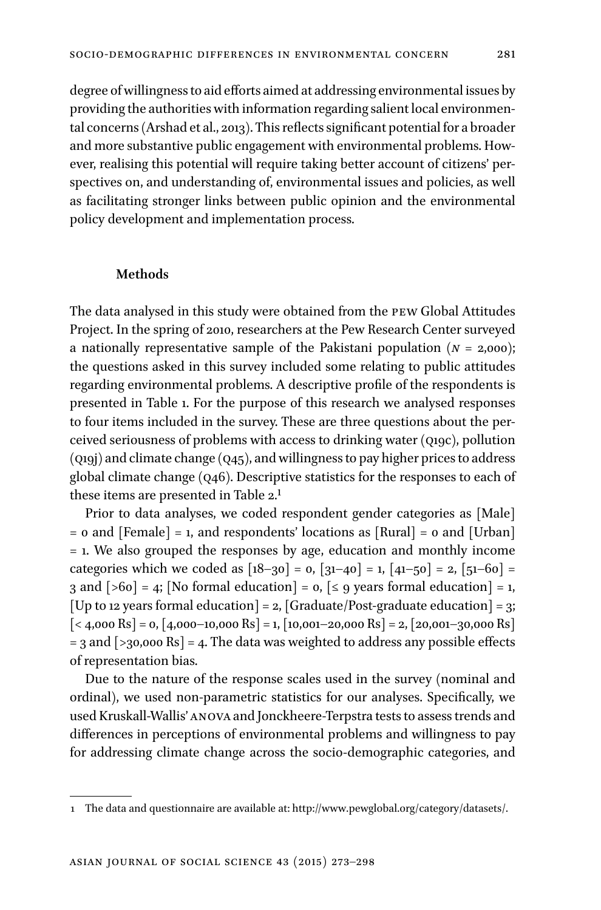degree of willingness to aid efforts aimed at addressing environmental issues by providing the authorities with information regarding salient local environmental concerns (Arshad et al., 2013). This reflects significant potential for a broader and more substantive public engagement with environmental problems. However, realising this potential will require taking better account of citizens' perspectives on, and understanding of, environmental issues and policies, as well as facilitating stronger links between public opinion and the environmental policy development and implementation process.

## Methods

The data analysed in this study were obtained from the PEW Global Attitudes Project. In the spring of 2010, researchers at the Pew Research Center surveyed a nationally representative sample of the Pakistani population ($N$ = 2,000); the questions asked in this survey included some relating to public attitudes regarding environmental problems. A descriptive profile of the respondents is presented in Table 1. For the purpose of this research we analysed responses to four items included in the survey. These are three questions about the perceived seriousness of problems with access to drinking water (Q19c), pollution (Q19j) and climate change (Q45), and willingness to pay higher prices to address global climate change (Q46). Descriptive statistics for the responses to each of these items are presented in Table 2.[1]

Prior to data analyses, we coded respondent gender categories as [Male] = 0 and [Female] = 1, and respondents' locations as [Rural] = 0 and [Urban] = 1. We also grouped the responses by age, education and monthly income categories which we coded as [18–30] = 0, [31–40] = 1, [41–50] = 2, [51–60] = 3 and [>60] = 4; [No formal education] = 0, [≤ 9 years formal education] = 1, [Up to 12 years formal education] = 2, [Graduate/Post-graduate education] = 3; [< 4,000 Rs] = 0, [4,000–10,000 Rs] = 1, [10,001–20,000 Rs] = 2, [20,001–30,000 Rs] = 3 and [>30,000 Rs] = 4. The data was weighted to address any possible effects of representation bias.

Due to the nature of the response scales used in the survey (nominal and ordinal), we used non-parametric statistics for our analyses. Specifically, we used Kruskall-Wallis' ANOVA and Jonckheere-Terpstra tests to assess trends and differences in perceptions of environmental problems and willingness to pay for addressing climate change across the socio-demographic categories, and

---

1 The data and questionnaire are available at: http://www.pewglobal.org/category/datasets/.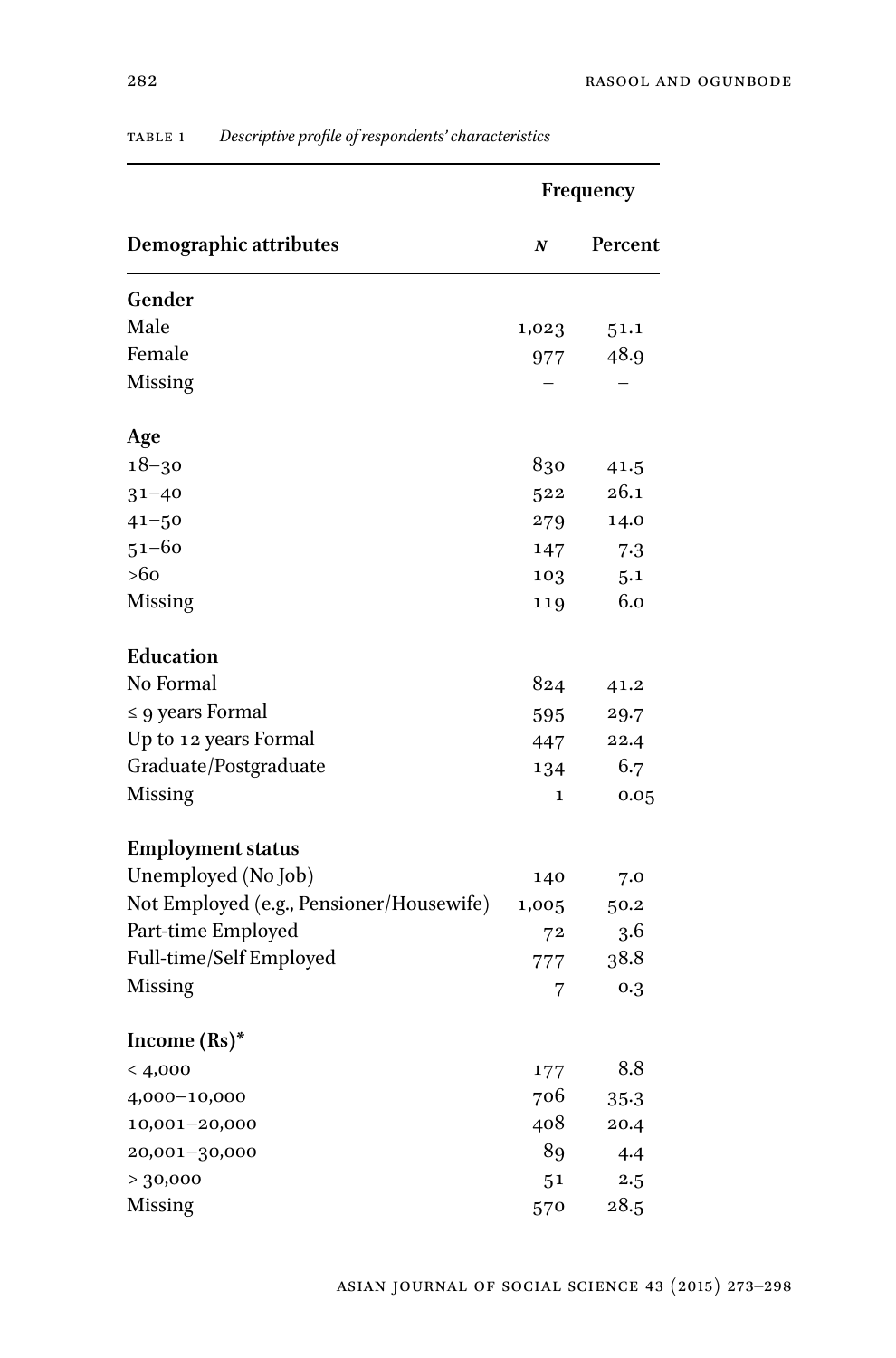Table 1 *Descriptive profile of respondents' characteristics*

| Demographic attributes | Frequency | |
|---|---|---|
| | *N* | Percent |
| **Gender** | | |
| Male | 1,023 | 51.1 |
| Female | 977 | 48.9 |
| Missing | – | – |
| **Age** | | |
| 18–30 | 830 | 41.5 |
| 31–40 | 522 | 26.1 |
| 41–50 | 279 | 14.0 |
| 51–60 | 147 | 7.3 |
| >60 | 103 | 5.1 |
| Missing | 119 | 6.0 |
| **Education** | | |
| No Formal | 824 | 41.2 |
| ≤ 9 years Formal | 595 | 29.7 |
| Up to 12 years Formal | 447 | 22.4 |
| Graduate/Postgraduate | 134 | 6.7 |
| Missing | 1 | 0.05 |
| **Employment status** | | |
| Unemployed (No Job) | 140 | 7.0 |
| Not Employed (e.g., Pensioner/Housewife) | 1,005 | 50.2 |
| Part-time Employed | 72 | 3.6 |
| Full-time/Self Employed | 777 | 38.8 |
| Missing | 7 | 0.3 |
| **Income (Rs)*** | | |
| < 4,000 | 177 | 8.8 |
| 4,000–10,000 | 706 | 35.3 |
| 10,001–20,000 | 408 | 20.4 |
| 20,001–30,000 | 89 | 4.4 |
| > 30,000 | 51 | 2.5 |
| Missing | 570 | 28.5 |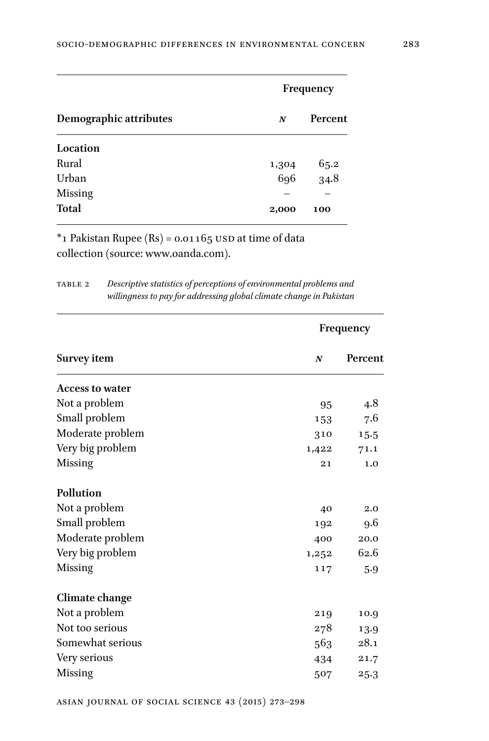| Demographic attributes | Frequency | |
|---|---|---|
| | *N* | Percent |
| **Location** | | |
| Rural | 1,304 | 65.2 |
| Urban | 696 | 34.8 |
| Missing | – | – |
| **Total** | **2,000** | **100** |

*1 Pakistan Rupee (Rs) = 0.01165 USD at time of data collection (source: www.oanda.com).

TABLE 2 *Descriptive statistics of perceptions of environmental problems and willingness to pay for addressing global climate change in Pakistan*

| Survey item | Frequency | |
|---|---|---|
| | *N* | Percent |
| **Access to water** | | |
| Not a problem | 95 | 4.8 |
| Small problem | 153 | 7.6 |
| Moderate problem | 310 | 15.5 |
| Very big problem | 1,422 | 71.1 |
| Missing | 21 | 1.0 |
| **Pollution** | | |
| Not a problem | 40 | 2.0 |
| Small problem | 192 | 9.6 |
| Moderate problem | 400 | 20.0 |
| Very big problem | 1,252 | 62.6 |
| Missing | 117 | 5.9 |
| **Climate change** | | |
| Not a problem | 219 | 10.9 |
| Not too serious | 278 | 13.9 |
| Somewhat serious | 563 | 28.1 |
| Very serious | 434 | 21.7 |
| Missing | 507 | 25.3 |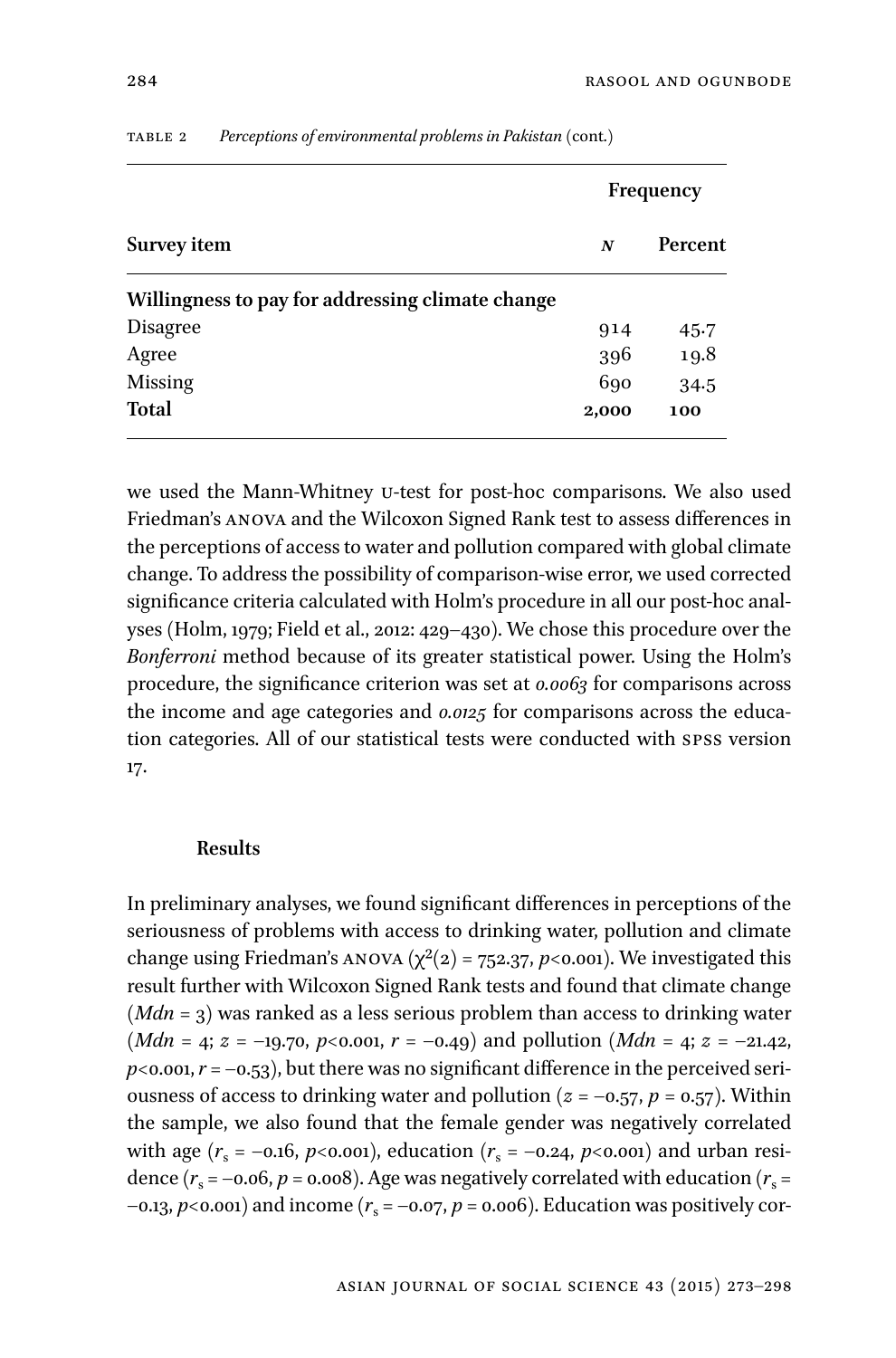TABLE 2 *Perceptions of environmental problems in Pakistan* (cont.)

| Survey item | Frequency | |
|---|---|---|
| | ***N*** | **Percent** |
| **Willingness to pay for addressing climate change** | | |
| Disagree | 914 | 45.7 |
| Agree | 396 | 19.8 |
| Missing | 690 | 34.5 |
| **Total** | **2,000** | **100** |

we used the Mann-Whitney U-test for post-hoc comparisons. We also used Friedman's ANOVA and the Wilcoxon Signed Rank test to assess differences in the perceptions of access to water and pollution compared with global climate change. To address the possibility of comparison-wise error, we used corrected significance criteria calculated with Holm's procedure in all our post-hoc analyses (Holm, 1979; Field et al., 2012: 429–430). We chose this procedure over the *Bonferroni* method because of its greater statistical power. Using the Holm's procedure, the significance criterion was set at *0.0063* for comparisons across the income and age categories and *0.0125* for comparisons across the education categories. All of our statistical tests were conducted with SPSS version 17.

## Results

In preliminary analyses, we found significant differences in perceptions of the seriousness of problems with access to drinking water, pollution and climate change using Friedman's ANOVA ($\chi^2(2) = 752.37$, $p<0.001$). We investigated this result further with Wilcoxon Signed Rank tests and found that climate change (*Mdn* = 3) was ranked as a less serious problem than access to drinking water (*Mdn* = 4; $z = -19.70$, $p<0.001$, $r = -0.49$) and pollution (*Mdn* = 4; $z = -21.42$, $p<0.001$, $r = -0.53$), but there was no significant difference in the perceived seriousness of access to drinking water and pollution ($z = -0.57$, $p = 0.57$). Within the sample, we also found that the female gender was negatively correlated with age ($r_s = -0.16$, $p<0.001$), education ($r_s = -0.24$, $p<0.001$) and urban residence ($r_s = -0.06$, $p = 0.008$). Age was negatively correlated with education ($r_s = -0.13$, $p<0.001$) and income ($r_s = -0.07$, $p = 0.006$). Education was positively cor-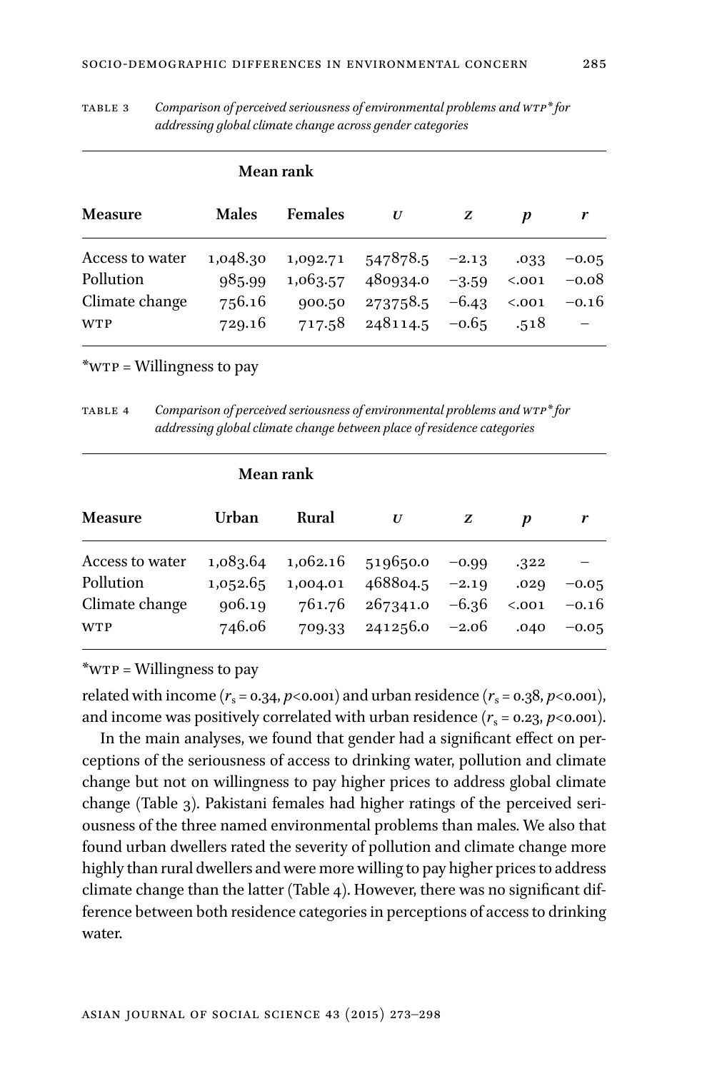Table 3 *Comparison of perceived seriousness of environmental problems and WTP* for addressing global climate change across gender categories*

| | Mean rank | | | | | |
|---|---|---|---|---|---|---|
| **Measure** | **Males** | **Females** | ***U*** | ***Z*** | ***p*** | ***r*** |
| Access to water | 1,048.30 | 1,092.71 | 547878.5 | −2.13 | .033 | −0.05 |
| Pollution | 985.99 | 1,063.57 | 480934.0 | −3.59 | <.001 | −0.08 |
| Climate change | 756.16 | 900.50 | 273758.5 | −6.43 | <.001 | −0.16 |
| WTP | 729.16 | 717.58 | 248114.5 | −0.65 | .518 | – |

*WTP = Willingness to pay

Table 4 *Comparison of perceived seriousness of environmental problems and WTP* for addressing global climate change between place of residence categories*

| | Mean rank | | | | | |
|---|---|---|---|---|---|---|
| **Measure** | **Urban** | **Rural** | ***U*** | ***Z*** | ***p*** | ***r*** |
| Access to water | 1,083.64 | 1,062.16 | 519650.0 | −0.99 | .322 | – |
| Pollution | 1,052.65 | 1,004.01 | 468804.5 | −2.19 | .029 | −0.05 |
| Climate change | 906.19 | 761.76 | 267341.0 | −6.36 | <.001 | −0.16 |
| WTP | 746.06 | 709.33 | 241256.0 | −2.06 | .040 | −0.05 |

*WTP = Willingness to pay

related with income ($r_s = 0.34$, $p<0.001$) and urban residence ($r_s = 0.38$, $p<0.001$), and income was positively correlated with urban residence ($r_s = 0.23$, $p<0.001$).

In the main analyses, we found that gender had a significant effect on perceptions of the seriousness of access to drinking water, pollution and climate change but not on willingness to pay higher prices to address global climate change (Table 3). Pakistani females had higher ratings of the perceived seriousness of the three named environmental problems than males. We also that found urban dwellers rated the severity of pollution and climate change more highly than rural dwellers and were more willing to pay higher prices to address climate change than the latter (Table 4). However, there was no significant difference between both residence categories in perceptions of access to drinking water.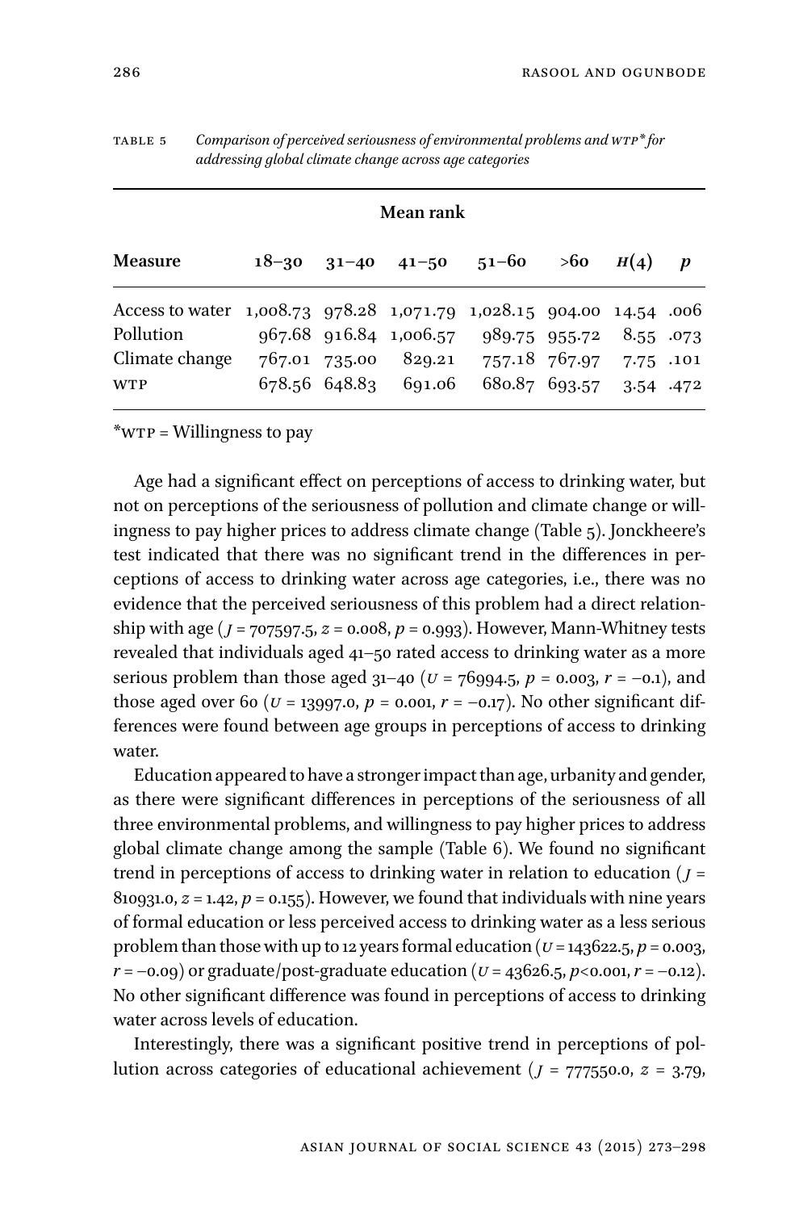TABLE 5 *Comparison of perceived seriousness of environmental problems and WTP* for addressing global climate change across age categories*

| | Mean rank | | | | | | |
|---|---|---|---|---|---|---|---|
| **Measure** | **18–30** | **31–40** | **41–50** | **51–60** | **>60** | ***H*(4)** | ***p*** |
| Access to water | 1,008.73 | 978.28 | 1,071.79 | 1,028.15 | 904.00 | 14.54 | .006 |
| Pollution | 967.68 | 916.84 | 1,006.57 | 989.75 | 955.72 | 8.55 | .073 |
| Climate change | 767.01 | 735.00 | 829.21 | 757.18 | 767.97 | 7.75 | .101 |
| WTP | 678.56 | 648.83 | 691.06 | 680.87 | 693.57 | 3.54 | .472 |

*WTP = Willingness to pay

Age had a significant effect on perceptions of access to drinking water, but not on perceptions of the seriousness of pollution and climate change or willingness to pay higher prices to address climate change (Table 5). Jonckheere's test indicated that there was no significant trend in the differences in perceptions of access to drinking water across age categories, i.e., there was no evidence that the perceived seriousness of this problem had a direct relationship with age ($J$ = 707597.5, $z$ = 0.008, $p$ = 0.993). However, Mann-Whitney tests revealed that individuals aged 41–50 rated access to drinking water as a more serious problem than those aged 31–40 ($U$ = 76994.5, $p$ = 0.003, $r$ = −0.1), and those aged over 60 ($U$ = 13997.0, $p$ = 0.001, $r$ = −0.17). No other significant differences were found between age groups in perceptions of access to drinking water.

Education appeared to have a stronger impact than age, urbanity and gender, as there were significant differences in perceptions of the seriousness of all three environmental problems, and willingness to pay higher prices to address global climate change among the sample (Table 6). We found no significant trend in perceptions of access to drinking water in relation to education ($J$ = 810931.0, $z$ = 1.42, $p$ = 0.155). However, we found that individuals with nine years of formal education or less perceived access to drinking water as a less serious problem than those with up to 12 years formal education ($U$ = 143622.5, $p$ = 0.003, $r$ = −0.09) or graduate/post-graduate education ($U$ = 43626.5, $p$<0.001, $r$ = −0.12). No other significant difference was found in perceptions of access to drinking water across levels of education.

Interestingly, there was a significant positive trend in perceptions of pollution across categories of educational achievement ($J$ = 777550.0, $z$ = 3.79,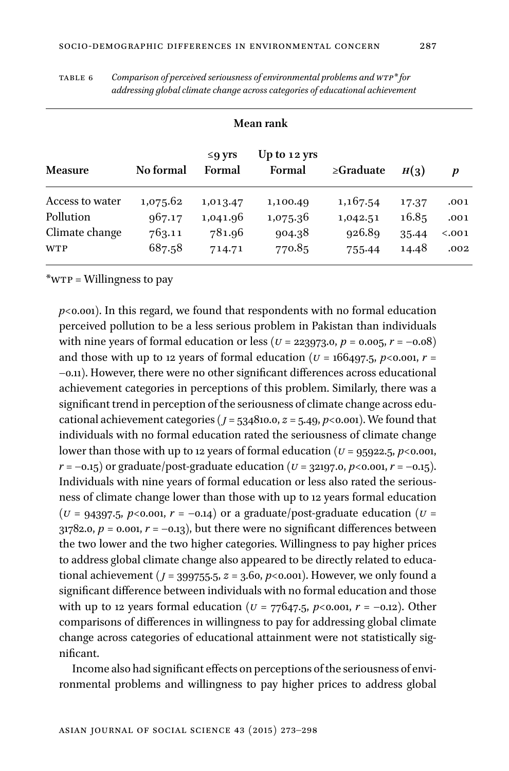TABLE 6 *Comparison of perceived seriousness of environmental problems and WTP\* for addressing global climate change across categories of educational achievement*

| | Mean rank | | | | | |
|---|---|---|---|---|---|---|
| **Measure** | **No formal** | **≤9 yrs Formal** | **Up to 12 yrs Formal** | **≥Graduate** | **$H(3)$** | **$p$** |
| Access to water | 1,075.62 | 1,013.47 | 1,100.49 | 1,167.54 | 17.37 | .001 |
| Pollution | 967.17 | 1,041.96 | 1,075.36 | 1,042.51 | 16.85 | .001 |
| Climate change | 763.11 | 781.96 | 904.38 | 926.89 | 35.44 | <.001 |
| WTP | 687.58 | 714.71 | 770.85 | 755.44 | 14.48 | .002 |

\*WTP = Willingness to pay

$p<0.001$). In this regard, we found that respondents with no formal education perceived pollution to be a less serious problem in Pakistan than individuals with nine years of formal education or less ($U = 223973.0$, $p = 0.005$, $r = -0.08$) and those with up to 12 years of formal education ($U = 166497.5$, $p<0.001$, $r = -0.11$). However, there were no other significant differences across educational achievement categories in perceptions of this problem. Similarly, there was a significant trend in perception of the seriousness of climate change across educational achievement categories ($J = 534810.0$, $z = 5.49$, $p<0.001$). We found that individuals with no formal education rated the seriousness of climate change lower than those with up to 12 years of formal education ($U = 95922.5$, $p<0.001$, $r = -0.15$) or graduate/post-graduate education ($U = 32197.0$, $p<0.001$, $r = -0.15$). Individuals with nine years of formal education or less also rated the seriousness of climate change lower than those with up to 12 years formal education ($U = 94397.5$, $p<0.001$, $r = -0.14$) or a graduate/post-graduate education ($U = 31782.0$, $p = 0.001$, $r = -0.13$), but there were no significant differences between the two lower and the two higher categories. Willingness to pay higher prices to address global climate change also appeared to be directly related to educational achievement ($J = 399755.5$, $z = 3.60$, $p<0.001$). However, we only found a significant difference between individuals with no formal education and those with up to 12 years formal education ($U = 77647.5$, $p<0.001$, $r = -0.12$). Other comparisons of differences in willingness to pay for addressing global climate change across categories of educational attainment were not statistically significant.

Income also had significant effects on perceptions of the seriousness of environmental problems and willingness to pay higher prices to address global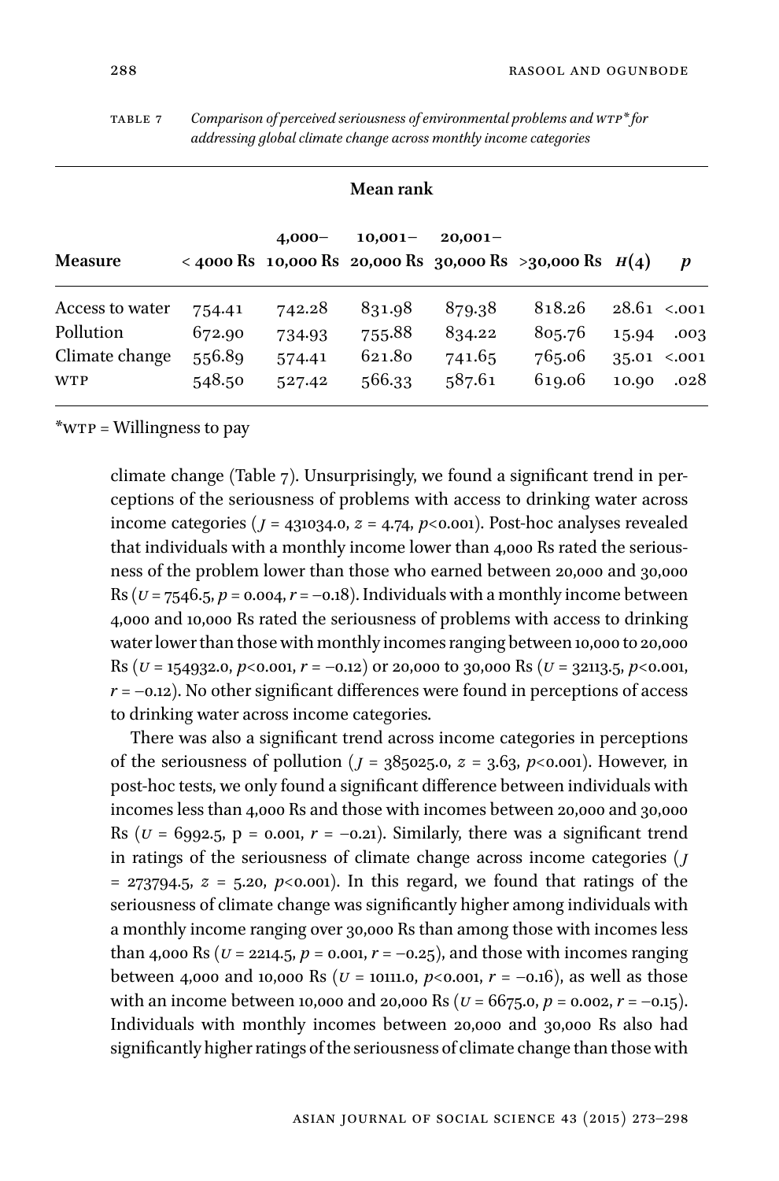TABLE 7 *Comparison of perceived seriousness of environmental problems and* WTP* *for addressing global climate change across monthly income categories*

| | Mean rank | | | | | | |
|---|---|---|---|---|---|---|---|
| **Measure** | **< 4000 Rs** | **4,000–10,000 Rs** | **10,001–20,000 Rs** | **20,001–30,000 Rs** | **>30,000 Rs** | $H(4)$ | $p$ |
| Access to water | 754.41 | 742.28 | 831.98 | 879.38 | 818.26 | 28.61 | <.001 |
| Pollution | 672.90 | 734.93 | 755.88 | 834.22 | 805.76 | 15.94 | .003 |
| Climate change | 556.89 | 574.41 | 621.80 | 741.65 | 765.06 | 35.01 | <.001 |
| WTP | 548.50 | 527.42 | 566.33 | 587.61 | 619.06 | 10.90 | .028 |

*WTP = Willingness to pay

climate change (Table 7). Unsurprisingly, we found a significant trend in perceptions of the seriousness of problems with access to drinking water across income categories ($J$ = 431034.0, $z$ = 4.74, $p$<0.001). Post-hoc analyses revealed that individuals with a monthly income lower than 4,000 Rs rated the seriousness of the problem lower than those who earned between 20,000 and 30,000 Rs ($U$ = 7546.5, $p$ = 0.004, $r$ = −0.18). Individuals with a monthly income between 4,000 and 10,000 Rs rated the seriousness of problems with access to drinking water lower than those with monthly incomes ranging between 10,000 to 20,000 Rs ($U$ = 154932.0, $p$<0.001, $r$ = −0.12) or 20,000 to 30,000 Rs ($U$ = 32113.5, $p$<0.001, $r$ = −0.12). No other significant differences were found in perceptions of access to drinking water across income categories.

There was also a significant trend across income categories in perceptions of the seriousness of pollution ($J$ = 385025.0, $z$ = 3.63, $p$<0.001). However, in post-hoc tests, we only found a significant difference between individuals with incomes less than 4,000 Rs and those with incomes between 20,000 and 30,000 Rs ($U$ = 6992.5, p = 0.001, $r$ = −0.21). Similarly, there was a significant trend in ratings of the seriousness of climate change across income categories ($J$ = 273794.5, $z$ = 5.20, $p$<0.001). In this regard, we found that ratings of the seriousness of climate change was significantly higher among individuals with a monthly income ranging over 30,000 Rs than among those with incomes less than 4,000 Rs ($U$ = 2214.5, $p$ = 0.001, $r$ = −0.25), and those with incomes ranging between 4,000 and 10,000 Rs ($U$ = 10111.0, $p$<0.001, $r$ = −0.16), as well as those with an income between 10,000 and 20,000 Rs ($U$ = 6675.0, $p$ = 0.002, $r$ = −0.15). Individuals with monthly incomes between 20,000 and 30,000 Rs also had significantly higher ratings of the seriousness of climate change than those with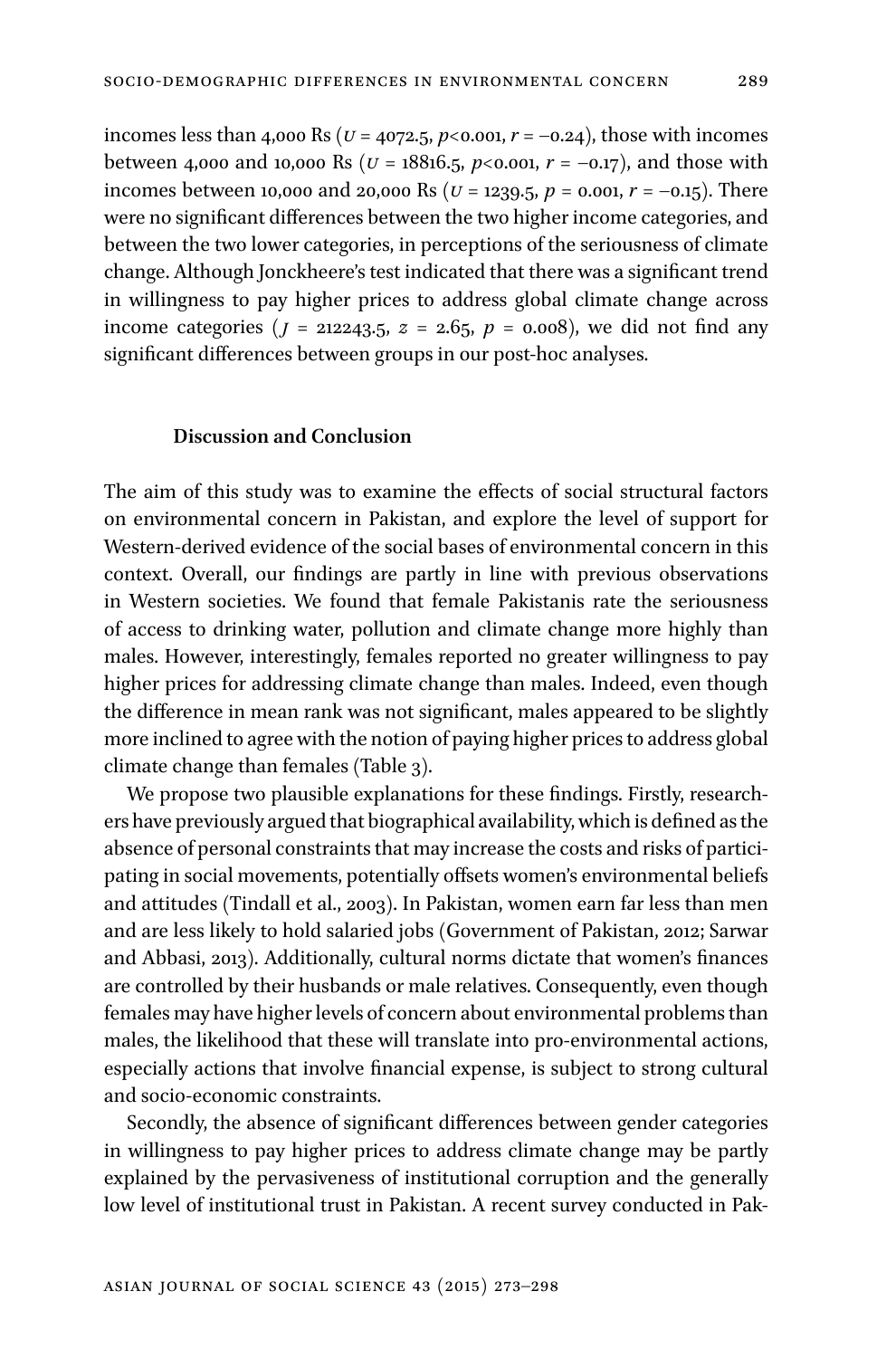incomes less than 4,000 Rs ($U = 4072.5$, $p<0.001$, $r = -0.24$), those with incomes between 4,000 and 10,000 Rs ($U = 18816.5$, $p<0.001$, $r = -0.17$), and those with incomes between 10,000 and 20,000 Rs ($U = 1239.5$, $p = 0.001$, $r = -0.15$). There were no significant differences between the two higher income categories, and between the two lower categories, in perceptions of the seriousness of climate change. Although Jonckheere's test indicated that there was a significant trend in willingness to pay higher prices to address global climate change across income categories ($J = 212243.5$, $z = 2.65$, $p = 0.008$), we did not find any significant differences between groups in our post-hoc analyses.

### Discussion and Conclusion

The aim of this study was to examine the effects of social structural factors on environmental concern in Pakistan, and explore the level of support for Western-derived evidence of the social bases of environmental concern in this context. Overall, our findings are partly in line with previous observations in Western societies. We found that female Pakistanis rate the seriousness of access to drinking water, pollution and climate change more highly than males. However, interestingly, females reported no greater willingness to pay higher prices for addressing climate change than males. Indeed, even though the difference in mean rank was not significant, males appeared to be slightly more inclined to agree with the notion of paying higher prices to address global climate change than females (Table 3).

We propose two plausible explanations for these findings. Firstly, researchers have previously argued that biographical availability, which is defined as the absence of personal constraints that may increase the costs and risks of participating in social movements, potentially offsets women's environmental beliefs and attitudes (Tindall et al., 2003). In Pakistan, women earn far less than men and are less likely to hold salaried jobs (Government of Pakistan, 2012; Sarwar and Abbasi, 2013). Additionally, cultural norms dictate that women's finances are controlled by their husbands or male relatives. Consequently, even though females may have higher levels of concern about environmental problems than males, the likelihood that these will translate into pro-environmental actions, especially actions that involve financial expense, is subject to strong cultural and socio-economic constraints.

Secondly, the absence of significant differences between gender categories in willingness to pay higher prices to address climate change may be partly explained by the pervasiveness of institutional corruption and the generally low level of institutional trust in Pakistan. A recent survey conducted in Pak-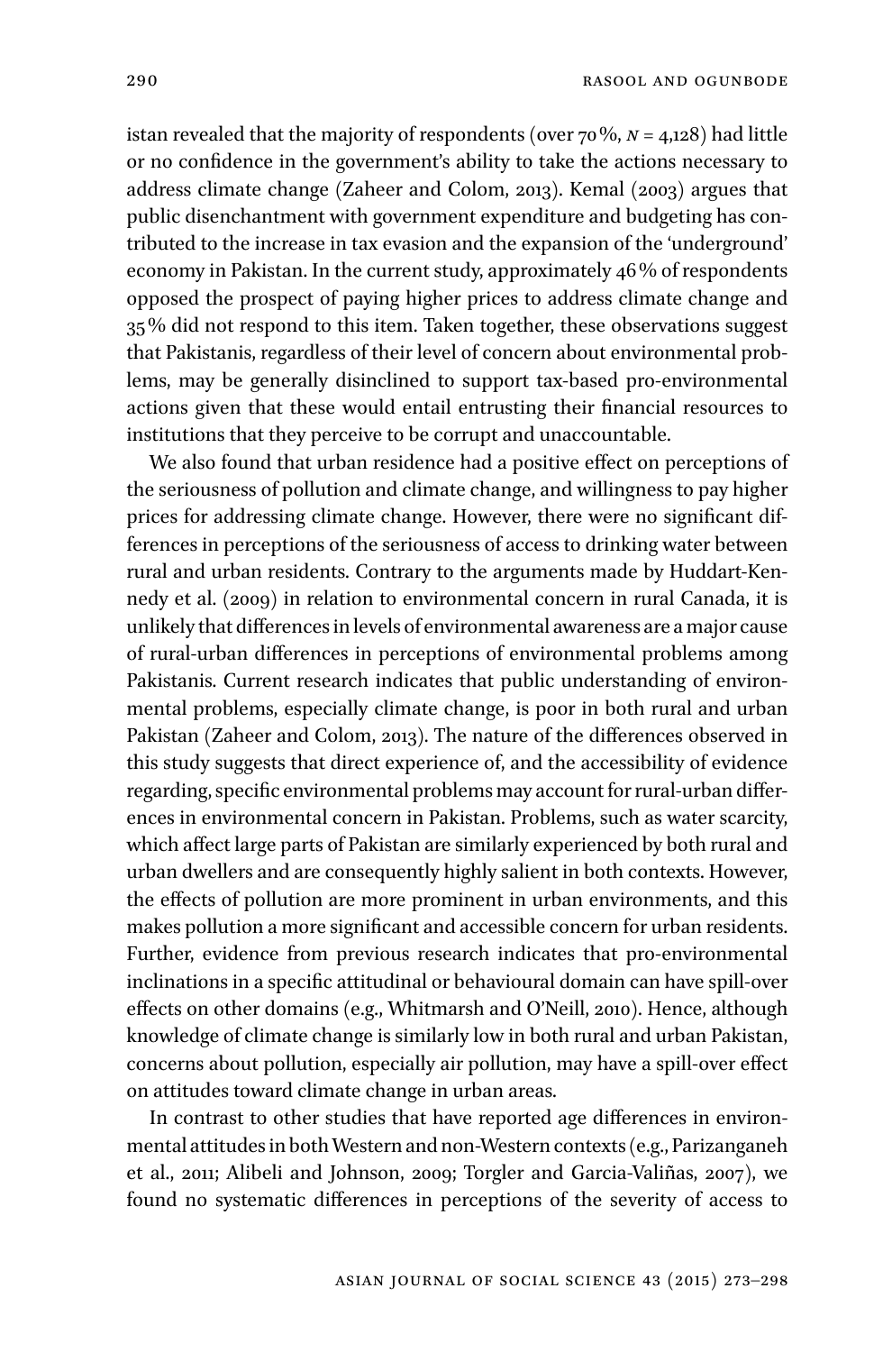istan revealed that the majority of respondents (over 70%, *N* = 4,128) had little or no confidence in the government's ability to take the actions necessary to address climate change (Zaheer and Colom, 2013). Kemal (2003) argues that public disenchantment with government expenditure and budgeting has contributed to the increase in tax evasion and the expansion of the 'underground' economy in Pakistan. In the current study, approximately 46% of respondents opposed the prospect of paying higher prices to address climate change and 35% did not respond to this item. Taken together, these observations suggest that Pakistanis, regardless of their level of concern about environmental problems, may be generally disinclined to support tax-based pro-environmental actions given that these would entail entrusting their financial resources to institutions that they perceive to be corrupt and unaccountable.

We also found that urban residence had a positive effect on perceptions of the seriousness of pollution and climate change, and willingness to pay higher prices for addressing climate change. However, there were no significant differences in perceptions of the seriousness of access to drinking water between rural and urban residents. Contrary to the arguments made by Huddart-Kennedy et al. (2009) in relation to environmental concern in rural Canada, it is unlikely that differences in levels of environmental awareness are a major cause of rural-urban differences in perceptions of environmental problems among Pakistanis. Current research indicates that public understanding of environmental problems, especially climate change, is poor in both rural and urban Pakistan (Zaheer and Colom, 2013). The nature of the differences observed in this study suggests that direct experience of, and the accessibility of evidence regarding, specific environmental problems may account for rural-urban differences in environmental concern in Pakistan. Problems, such as water scarcity, which affect large parts of Pakistan are similarly experienced by both rural and urban dwellers and are consequently highly salient in both contexts. However, the effects of pollution are more prominent in urban environments, and this makes pollution a more significant and accessible concern for urban residents. Further, evidence from previous research indicates that pro-environmental inclinations in a specific attitudinal or behavioural domain can have spill-over effects on other domains (e.g., Whitmarsh and O'Neill, 2010). Hence, although knowledge of climate change is similarly low in both rural and urban Pakistan, concerns about pollution, especially air pollution, may have a spill-over effect on attitudes toward climate change in urban areas.

In contrast to other studies that have reported age differences in environmental attitudes in both Western and non-Western contexts (e.g., Parizanganeh et al., 2011; Alibeli and Johnson, 2009; Torgler and Garcia-Valiñas, 2007), we found no systematic differences in perceptions of the severity of access to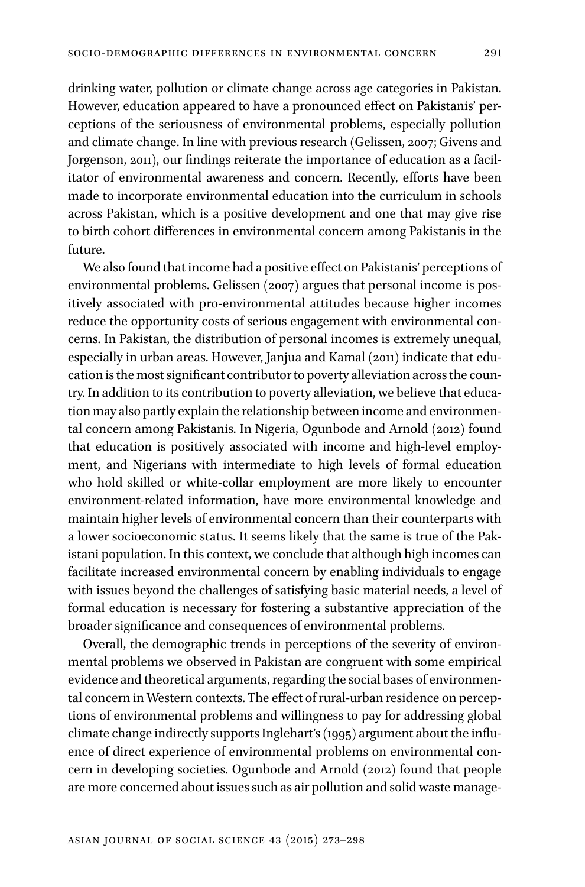drinking water, pollution or climate change across age categories in Pakistan. However, education appeared to have a pronounced effect on Pakistanis' perceptions of the seriousness of environmental problems, especially pollution and climate change. In line with previous research (Gelissen, 2007; Givens and Jorgenson, 2011), our findings reiterate the importance of education as a facilitator of environmental awareness and concern. Recently, efforts have been made to incorporate environmental education into the curriculum in schools across Pakistan, which is a positive development and one that may give rise to birth cohort differences in environmental concern among Pakistanis in the future.

We also found that income had a positive effect on Pakistanis' perceptions of environmental problems. Gelissen (2007) argues that personal income is positively associated with pro-environmental attitudes because higher incomes reduce the opportunity costs of serious engagement with environmental concerns. In Pakistan, the distribution of personal incomes is extremely unequal, especially in urban areas. However, Janjua and Kamal (2011) indicate that education is the most significant contributor to poverty alleviation across the country. In addition to its contribution to poverty alleviation, we believe that education may also partly explain the relationship between income and environmental concern among Pakistanis. In Nigeria, Ogunbode and Arnold (2012) found that education is positively associated with income and high-level employment, and Nigerians with intermediate to high levels of formal education who hold skilled or white-collar employment are more likely to encounter environment-related information, have more environmental knowledge and maintain higher levels of environmental concern than their counterparts with a lower socioeconomic status. It seems likely that the same is true of the Pakistani population. In this context, we conclude that although high incomes can facilitate increased environmental concern by enabling individuals to engage with issues beyond the challenges of satisfying basic material needs, a level of formal education is necessary for fostering a substantive appreciation of the broader significance and consequences of environmental problems.

Overall, the demographic trends in perceptions of the severity of environmental problems we observed in Pakistan are congruent with some empirical evidence and theoretical arguments, regarding the social bases of environmental concern in Western contexts. The effect of rural-urban residence on perceptions of environmental problems and willingness to pay for addressing global climate change indirectly supports Inglehart's (1995) argument about the influence of direct experience of environmental problems on environmental concern in developing societies. Ogunbode and Arnold (2012) found that people are more concerned about issues such as air pollution and solid waste manage-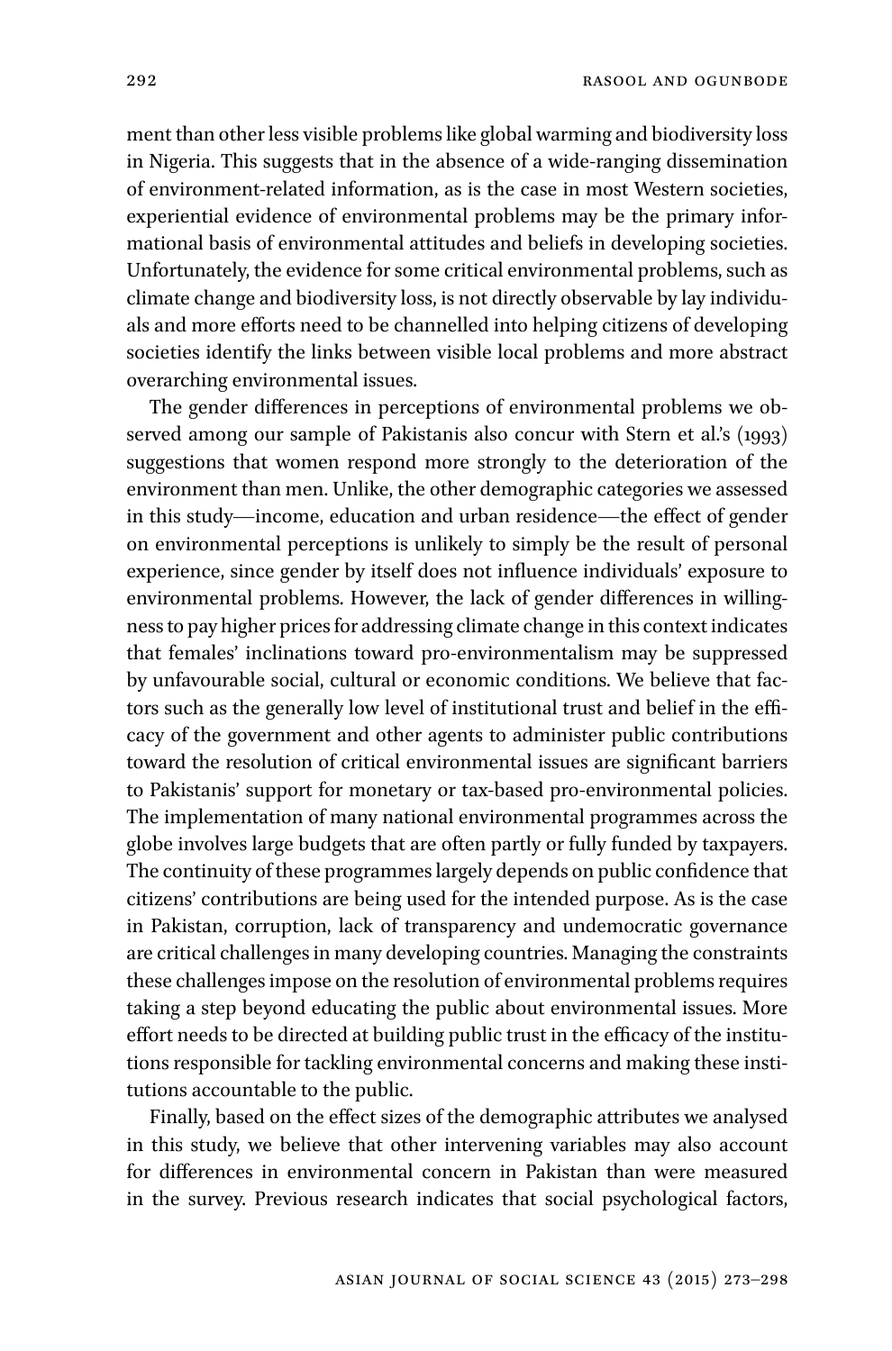ment than other less visible problems like global warming and biodiversity loss in Nigeria. This suggests that in the absence of a wide-ranging dissemination of environment-related information, as is the case in most Western societies, experiential evidence of environmental problems may be the primary informational basis of environmental attitudes and beliefs in developing societies. Unfortunately, the evidence for some critical environmental problems, such as climate change and biodiversity loss, is not directly observable by lay individuals and more efforts need to be channelled into helping citizens of developing societies identify the links between visible local problems and more abstract overarching environmental issues.

The gender differences in perceptions of environmental problems we observed among our sample of Pakistanis also concur with Stern et al.'s (1993) suggestions that women respond more strongly to the deterioration of the environment than men. Unlike, the other demographic categories we assessed in this study—income, education and urban residence—the effect of gender on environmental perceptions is unlikely to simply be the result of personal experience, since gender by itself does not influence individuals' exposure to environmental problems. However, the lack of gender differences in willingness to pay higher prices for addressing climate change in this context indicates that females' inclinations toward pro-environmentalism may be suppressed by unfavourable social, cultural or economic conditions. We believe that factors such as the generally low level of institutional trust and belief in the efficacy of the government and other agents to administer public contributions toward the resolution of critical environmental issues are significant barriers to Pakistanis' support for monetary or tax-based pro-environmental policies. The implementation of many national environmental programmes across the globe involves large budgets that are often partly or fully funded by taxpayers. The continuity of these programmes largely depends on public confidence that citizens' contributions are being used for the intended purpose. As is the case in Pakistan, corruption, lack of transparency and undemocratic governance are critical challenges in many developing countries. Managing the constraints these challenges impose on the resolution of environmental problems requires taking a step beyond educating the public about environmental issues. More effort needs to be directed at building public trust in the efficacy of the institutions responsible for tackling environmental concerns and making these institutions accountable to the public.

Finally, based on the effect sizes of the demographic attributes we analysed in this study, we believe that other intervening variables may also account for differences in environmental concern in Pakistan than were measured in the survey. Previous research indicates that social psychological factors,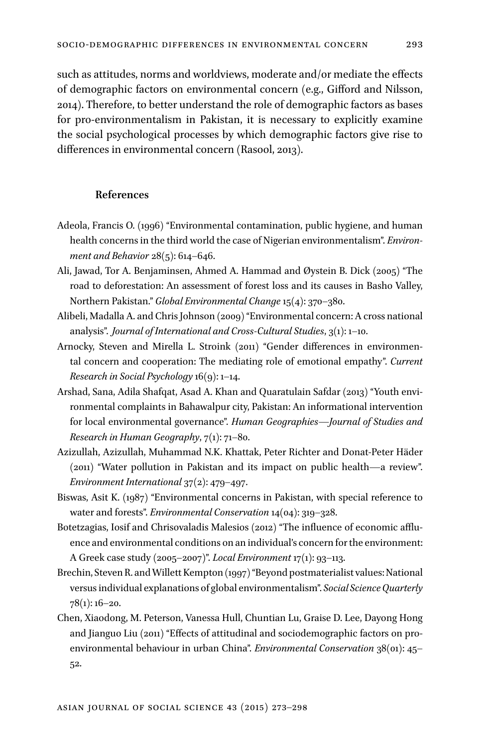such as attitudes, norms and worldviews, moderate and/or mediate the effects of demographic factors on environmental concern (e.g., Gifford and Nilsson, 2014). Therefore, to better understand the role of demographic factors as bases for pro-environmentalism in Pakistan, it is necessary to explicitly examine the social psychological processes by which demographic factors give rise to differences in environmental concern (Rasool, 2013).

## References

Adeola, Francis O. (1996) "Environmental contamination, public hygiene, and human health concerns in the third world the case of Nigerian environmentalism". *Environment and Behavior* 28(5): 614–646.

Ali, Jawad, Tor A. Benjaminsen, Ahmed A. Hammad and Øystein B. Dick (2005) "The road to deforestation: An assessment of forest loss and its causes in Basho Valley, Northern Pakistan." *Global Environmental Change* 15(4): 370–380.

Alibeli, Madalla A. and Chris Johnson (2009) "Environmental concern: A cross national analysis". *Journal of International and Cross-Cultural Studies*, 3(1): 1–10.

Arnocky, Steven and Mirella L. Stroink (2011) "Gender differences in environmental concern and cooperation: The mediating role of emotional empathy". *Current Research in Social Psychology* 16(9): 1–14.

Arshad, Sana, Adila Shafqat, Asad A. Khan and Quaratulain Safdar (2013) "Youth environmental complaints in Bahawalpur city, Pakistan: An informational intervention for local environmental governance". *Human Geographies—Journal of Studies and Research in Human Geography*, 7(1): 71–80.

Azizullah, Azizullah, Muhammad N.K. Khattak, Peter Richter and Donat-Peter Häder (2011) "Water pollution in Pakistan and its impact on public health—a review". *Environment International* 37(2): 479–497.

Biswas, Asit K. (1987) "Environmental concerns in Pakistan, with special reference to water and forests". *Environmental Conservation* 14(04): 319–328.

Botetzagias, Iosif and Chrisovaladis Malesios (2012) "The influence of economic affluence and environmental conditions on an individual's concern for the environment: A Greek case study (2005–2007)". *Local Environment* 17(1): 93–113.

Brechin, Steven R. and Willett Kempton (1997) "Beyond postmaterialist values: National versus individual explanations of global environmentalism". *Social Science Quarterly* 78(1): 16–20.

Chen, Xiaodong, M. Peterson, Vanessa Hull, Chuntian Lu, Graise D. Lee, Dayong Hong and Jianguo Liu (2011) "Effects of attitudinal and sociodemographic factors on pro-environmental behaviour in urban China". *Environmental Conservation* 38(01): 45–52.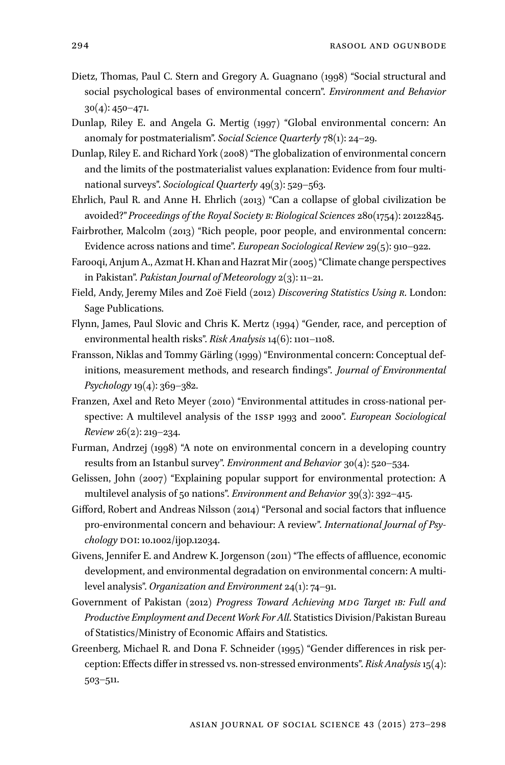Dietz, Thomas, Paul C. Stern and Gregory A. Guagnano (1998) "Social structural and social psychological bases of environmental concern". *Environment and Behavior* 30(4): 450–471.

Dunlap, Riley E. and Angela G. Mertig (1997) "Global environmental concern: An anomaly for postmaterialism". *Social Science Quarterly* 78(1): 24–29.

Dunlap, Riley E. and Richard York (2008) "The globalization of environmental concern and the limits of the postmaterialist values explanation: Evidence from four multinational surveys". *Sociological Quarterly* 49(3): 529–563.

Ehrlich, Paul R. and Anne H. Ehrlich (2013) "Can a collapse of global civilization be avoided?" *Proceedings of the Royal Society B: Biological Sciences* 280(1754): 20122845.

Fairbrother, Malcolm (2013) "Rich people, poor people, and environmental concern: Evidence across nations and time". *European Sociological Review* 29(5): 910–922.

Farooqi, Anjum A., Azmat H. Khan and Hazrat Mir (2005) "Climate change perspectives in Pakistan". *Pakistan Journal of Meteorology* 2(3): 11–21.

Field, Andy, Jeremy Miles and Zoë Field (2012) *Discovering Statistics Using R*. London: Sage Publications.

Flynn, James, Paul Slovic and Chris K. Mertz (1994) "Gender, race, and perception of environmental health risks". *Risk Analysis* 14(6): 1101–1108.

Fransson, Niklas and Tommy Gärling (1999) "Environmental concern: Conceptual definitions, measurement methods, and research findings". *Journal of Environmental Psychology* 19(4): 369–382.

Franzen, Axel and Reto Meyer (2010) "Environmental attitudes in cross-national perspective: A multilevel analysis of the ISSP 1993 and 2000". *European Sociological Review* 26(2): 219–234.

Furman, Andrzej (1998) "A note on environmental concern in a developing country results from an Istanbul survey". *Environment and Behavior* 30(4): 520–534.

Gelissen, John (2007) "Explaining popular support for environmental protection: A multilevel analysis of 50 nations". *Environment and Behavior* 39(3): 392–415.

Gifford, Robert and Andreas Nilsson (2014) "Personal and social factors that influence pro-environmental concern and behaviour: A review". *International Journal of Psychology* DOI: 10.1002/ijop.12034.

Givens, Jennifer E. and Andrew K. Jorgenson (2011) "The effects of affluence, economic development, and environmental degradation on environmental concern: A multilevel analysis". *Organization and Environment* 24(1): 74–91.

Government of Pakistan (2012) *Progress Toward Achieving MDG Target 1B: Full and Productive Employment and Decent Work For All*. Statistics Division/Pakistan Bureau of Statistics/Ministry of Economic Affairs and Statistics.

Greenberg, Michael R. and Dona F. Schneider (1995) "Gender differences in risk perception: Effects differ in stressed vs. non-stressed environments". *Risk Analysis* 15(4): 503–511.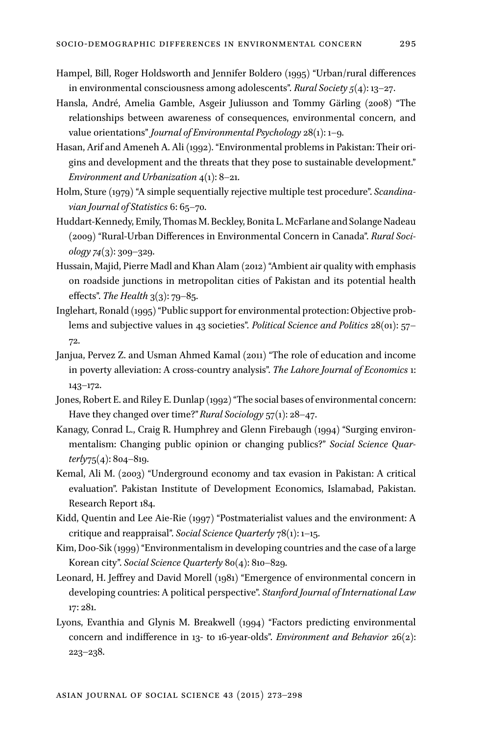Hampel, Bill, Roger Holdsworth and Jennifer Boldero (1995) "Urban/rural differences in environmental consciousness among adolescents". *Rural Society 5*(4): 13–27.

Hansla, André, Amelia Gamble, Asgeir Juliusson and Tommy Gärling (2008) "The relationships between awareness of consequences, environmental concern, and value orientations" *Journal of Environmental Psychology* 28(1): 1–9.

Hasan, Arif and Ameneh A. Ali (1992). "Environmental problems in Pakistan: Their origins and development and the threats that they pose to sustainable development." *Environment and Urbanization* 4(1): 8–21.

Holm, Sture (1979) "A simple sequentially rejective multiple test procedure". *Scandinavian Journal of Statistics* 6: 65–70.

Huddart-Kennedy, Emily, Thomas M. Beckley, Bonita L. McFarlane and Solange Nadeau (2009) "Rural-Urban Differences in Environmental Concern in Canada". *Rural Sociology 74*(3): 309–329.

Hussain, Majid, Pierre Madl and Khan Alam (2012) "Ambient air quality with emphasis on roadside junctions in metropolitan cities of Pakistan and its potential health effects". *The Health* 3(3): 79–85.

Inglehart, Ronald (1995) "Public support for environmental protection: Objective problems and subjective values in 43 societies". *Political Science and Politics* 28(01): 57–72.

Janjua, Pervez Z. and Usman Ahmed Kamal (2011) "The role of education and income in poverty alleviation: A cross-country analysis". *The Lahore Journal of Economics* 1: 143–172.

Jones, Robert E. and Riley E. Dunlap (1992) "The social bases of environmental concern: Have they changed over time?" *Rural Sociology* 57(1): 28–47.

Kanagy, Conrad L., Craig R. Humphrey and Glenn Firebaugh (1994) "Surging environmentalism: Changing public opinion or changing publics?" *Social Science Quarterly*75(4): 804–819.

Kemal, Ali M. (2003) "Underground economy and tax evasion in Pakistan: A critical evaluation". Pakistan Institute of Development Economics, Islamabad, Pakistan. Research Report 184.

Kidd, Quentin and Lee Aie-Rie (1997) "Postmaterialist values and the environment: A critique and reappraisal". *Social Science Quarterly* 78(1): 1–15.

Kim, Doo-Sik (1999) "Environmentalism in developing countries and the case of a large Korean city". *Social Science Quarterly* 80(4): 810–829.

Leonard, H. Jeffrey and David Morell (1981) "Emergence of environmental concern in developing countries: A political perspective". *Stanford Journal of International Law* 17: 281.

Lyons, Evanthia and Glynis M. Breakwell (1994) "Factors predicting environmental concern and indifference in 13- to 16-year-olds". *Environment and Behavior* 26(2): 223–238.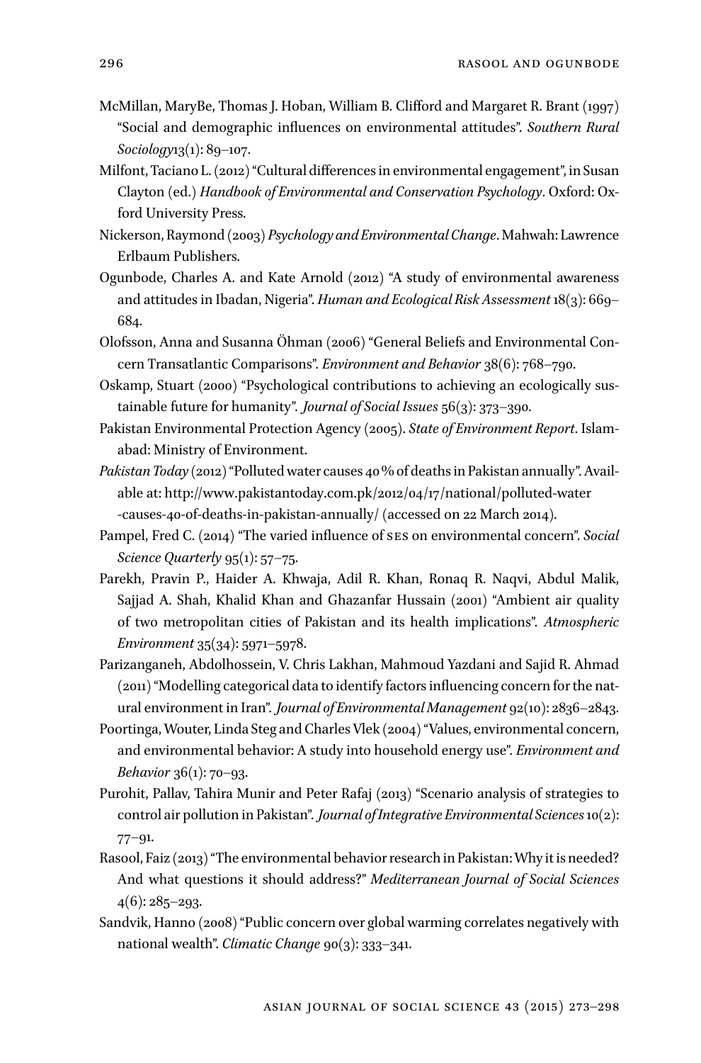McMillan, MaryBe, Thomas J. Hoban, William B. Clifford and Margaret R. Brant (1997) "Social and demographic influences on environmental attitudes". *Southern Rural Sociology*13(1): 89–107.

Milfont, Taciano L. (2012) "Cultural differences in environmental engagement", in Susan Clayton (ed.) *Handbook of Environmental and Conservation Psychology*. Oxford: Oxford University Press.

Nickerson, Raymond (2003) *Psychology and Environmental Change*. Mahwah: Lawrence Erlbaum Publishers.

Ogunbode, Charles A. and Kate Arnold (2012) "A study of environmental awareness and attitudes in Ibadan, Nigeria". *Human and Ecological Risk Assessment* 18(3): 669–684.

Olofsson, Anna and Susanna Öhman (2006) "General Beliefs and Environmental Concern Transatlantic Comparisons". *Environment and Behavior* 38(6): 768–790.

Oskamp, Stuart (2000) "Psychological contributions to achieving an ecologically sustainable future for humanity". *Journal of Social Issues* 56(3): 373–390.

Pakistan Environmental Protection Agency (2005). *State of Environment Report*. Islamabad: Ministry of Environment.

*Pakistan Today* (2012) "Polluted water causes 40% of deaths in Pakistan annually". Available at: http://www.pakistantoday.com.pk/2012/04/17/national/polluted-water-causes-40-of-deaths-in-pakistan-annually/ (accessed on 22 March 2014).

Pampel, Fred C. (2014) "The varied influence of SES on environmental concern". *Social Science Quarterly* 95(1): 57–75.

Parekh, Pravin P., Haider A. Khwaja, Adil R. Khan, Ronaq R. Naqvi, Abdul Malik, Sajjad A. Shah, Khalid Khan and Ghazanfar Hussain (2001) "Ambient air quality of two metropolitan cities of Pakistan and its health implications". *Atmospheric Environment* 35(34): 5971–5978.

Parizanganeh, Abdolhossein, V. Chris Lakhan, Mahmoud Yazdani and Sajid R. Ahmad (2011) "Modelling categorical data to identify factors influencing concern for the natural environment in Iran". *Journal of Environmental Management* 92(10): 2836–2843.

Poortinga, Wouter, Linda Steg and Charles Vlek (2004) "Values, environmental concern, and environmental behavior: A study into household energy use". *Environment and Behavior* 36(1): 70–93.

Purohit, Pallav, Tahira Munir and Peter Rafaj (2013) "Scenario analysis of strategies to control air pollution in Pakistan". *Journal of Integrative Environmental Sciences* 10(2): 77–91.

Rasool, Faiz (2013) "The environmental behavior research in Pakistan: Why it is needed? And what questions it should address?" *Mediterranean Journal of Social Sciences* 4(6): 285–293.

Sandvik, Hanno (2008) "Public concern over global warming correlates negatively with national wealth". *Climatic Change* 90(3): 333–341.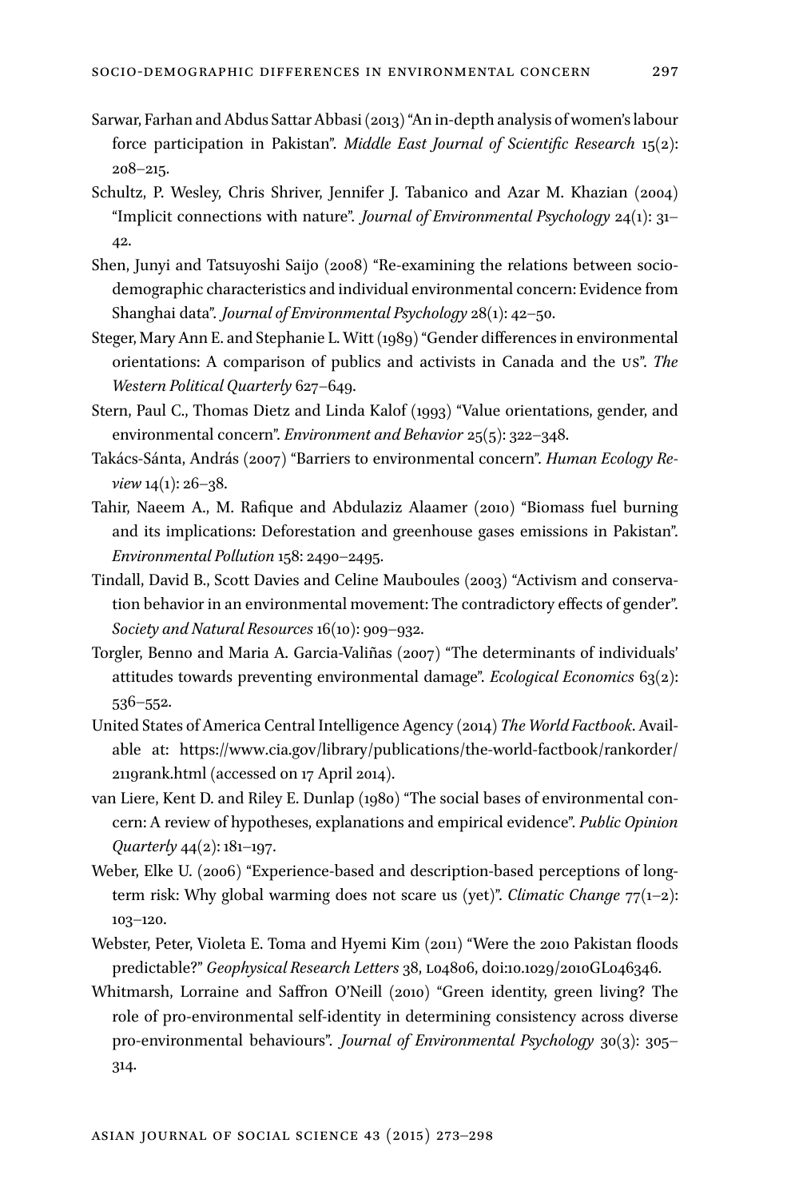Sarwar, Farhan and Abdus Sattar Abbasi (2013) "An in-depth analysis of women's labour force participation in Pakistan". *Middle East Journal of Scientific Research* 15(2): 208–215.

Schultz, P. Wesley, Chris Shriver, Jennifer J. Tabanico and Azar M. Khazian (2004) "Implicit connections with nature". *Journal of Environmental Psychology* 24(1): 31–42.

Shen, Junyi and Tatsuyoshi Saijo (2008) "Re-examining the relations between socio-demographic characteristics and individual environmental concern: Evidence from Shanghai data". *Journal of Environmental Psychology* 28(1): 42–50.

Steger, Mary Ann E. and Stephanie L. Witt (1989) "Gender differences in environmental orientations: A comparison of publics and activists in Canada and the US". *The Western Political Quarterly* 627–649.

Stern, Paul C., Thomas Dietz and Linda Kalof (1993) "Value orientations, gender, and environmental concern". *Environment and Behavior* 25(5): 322–348.

Takács-Sánta, András (2007) "Barriers to environmental concern". *Human Ecology Review* 14(1): 26–38.

Tahir, Naeem A., M. Rafique and Abdulaziz Alaamer (2010) "Biomass fuel burning and its implications: Deforestation and greenhouse gases emissions in Pakistan". *Environmental Pollution* 158: 2490–2495.

Tindall, David B., Scott Davies and Celine Mauboules (2003) "Activism and conservation behavior in an environmental movement: The contradictory effects of gender". *Society and Natural Resources* 16(10): 909–932.

Torgler, Benno and Maria A. Garcia-Valiñas (2007) "The determinants of individuals' attitudes towards preventing environmental damage". *Ecological Economics* 63(2): 536–552.

United States of America Central Intelligence Agency (2014) *The World Factbook*. Available at: https://www.cia.gov/library/publications/the-world-factbook/rankorder/2119rank.html (accessed on 17 April 2014).

van Liere, Kent D. and Riley E. Dunlap (1980) "The social bases of environmental concern: A review of hypotheses, explanations and empirical evidence". *Public Opinion Quarterly* 44(2): 181–197.

Weber, Elke U. (2006) "Experience-based and description-based perceptions of long-term risk: Why global warming does not scare us (yet)". *Climatic Change* 77(1–2): 103–120.

Webster, Peter, Violeta E. Toma and Hyemi Kim (2011) "Were the 2010 Pakistan floods predictable?" *Geophysical Research Letters* 38, L04806, doi:10.1029/2010GL046346.

Whitmarsh, Lorraine and Saffron O'Neill (2010) "Green identity, green living? The role of pro-environmental self-identity in determining consistency across diverse pro-environmental behaviours". *Journal of Environmental Psychology* 30(3): 305–314.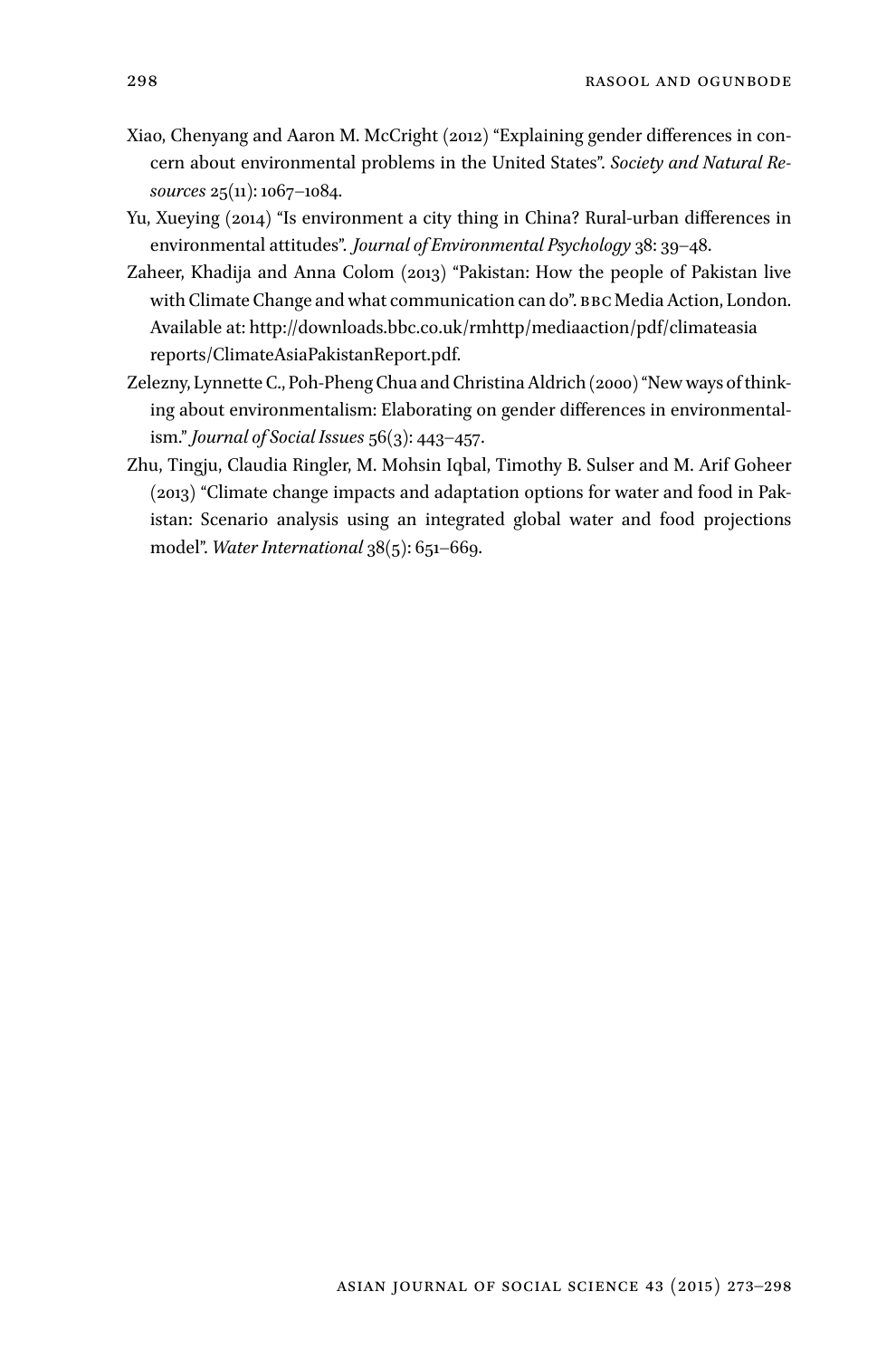Xiao, Chenyang and Aaron M. McCright (2012) "Explaining gender differences in concern about environmental problems in the United States". *Society and Natural Resources* 25(11): 1067–1084.

Yu, Xueying (2014) "Is environment a city thing in China? Rural-urban differences in environmental attitudes". *Journal of Environmental Psychology* 38: 39–48.

Zaheer, Khadija and Anna Colom (2013) "Pakistan: How the people of Pakistan live with Climate Change and what communication can do". BBC Media Action, London. Available at: http://downloads.bbc.co.uk/rmhttp/mediaaction/pdf/climateasia reports/ClimateAsiaPakistanReport.pdf.

Zelezny, Lynnette C., Poh-Pheng Chua and Christina Aldrich (2000) "New ways of thinking about environmentalism: Elaborating on gender differences in environmentalism." *Journal of Social Issues* 56(3): 443–457.

Zhu, Tingju, Claudia Ringler, M. Mohsin Iqbal, Timothy B. Sulser and M. Arif Goheer (2013) "Climate change impacts and adaptation options for water and food in Pakistan: Scenario analysis using an integrated global water and food projections model". *Water International* 38(5): 651–669.